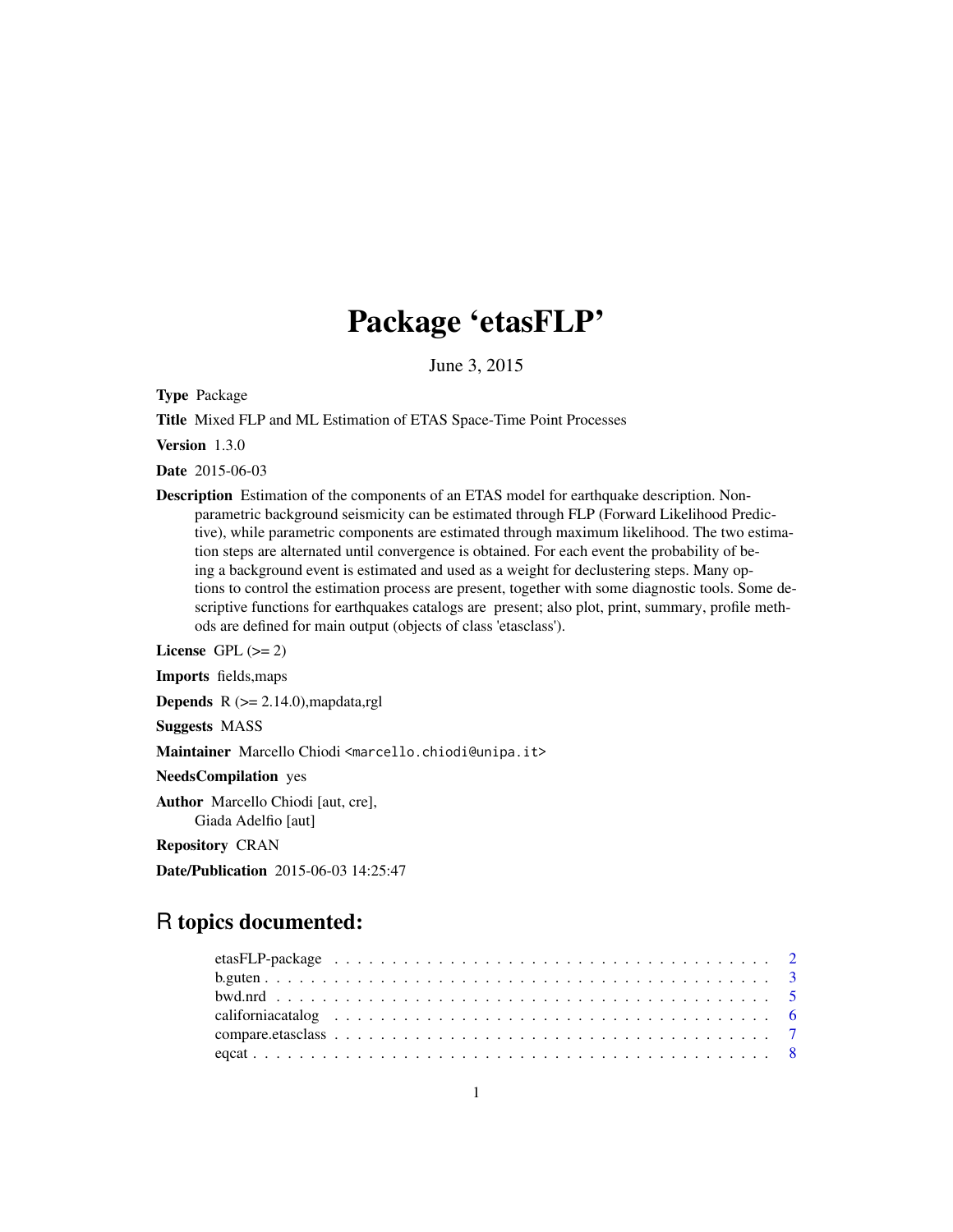# Package 'etasFLP'

June 3, 2015

**Type** Package

**Title** Mixed FLP and ML Estimation of ETAS Space-Time Point Processes

**Version** 1.3.0

**Date** 2015-06-03

**Description** Estimation of the components of an ETAS model for earthquake description. Non-parametric background seismicity can be estimated through FLP (Forward Likelihood Predictive), while parametric components are estimated through maximum likelihood. The two estimation steps are alternated until convergence is obtained. For each event the probability of being a background event is estimated and used as a weight for declustering steps. Many options to control the estimation process are present, together with some diagnostic tools. Some descriptive functions for earthquakes catalogs are present; also plot, print, summary, profile methods are defined for main output (objects of class 'etasclass').

**License** GPL (>= 2)

**Imports** fields,maps

**Depends** R (>= 2.14.0),mapdata,rgl

**Suggests** MASS

**Maintainer** Marcello Chiodi <marcello.chiodi@unipa.it>

**NeedsCompilation** yes

**Author** Marcello Chiodi [aut, cre],
Giada Adelfio [aut]

**Repository** CRAN

**Date/Publication** 2015-06-03 14:25:47

## R topics documented:

etasFLP-package . . . . . . . . . . . . . . . . . . . . . . . . . . . . . . . . . . . . . 2
b.guten . . . . . . . . . . . . . . . . . . . . . . . . . . . . . . . . . . . . . . . . . . 3
bwd.nrd . . . . . . . . . . . . . . . . . . . . . . . . . . . . . . . . . . . . . . . . . . 5
californiacatalog . . . . . . . . . . . . . . . . . . . . . . . . . . . . . . . . . . . . . 6
compare.etasclass . . . . . . . . . . . . . . . . . . . . . . . . . . . . . . . . . . . . 7
eqcat . . . . . . . . . . . . . . . . . . . . . . . . . . . . . . . . . . . . . . . . . . . 8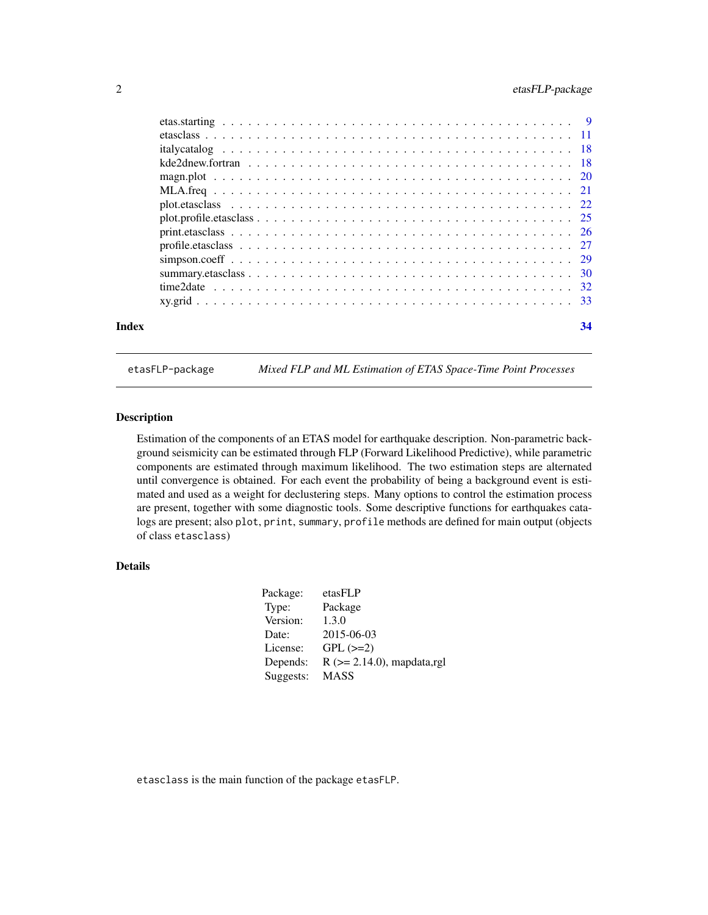etas.starting . . . . . . . . . . . . . . . . . . . . . . . . . . . . . . . . . . . . . . . . 9
etasclass . . . . . . . . . . . . . . . . . . . . . . . . . . . . . . . . . . . . . . . . . . 11
italycatalog . . . . . . . . . . . . . . . . . . . . . . . . . . . . . . . . . . . . . . . . 18
kde2dnew.fortran . . . . . . . . . . . . . . . . . . . . . . . . . . . . . . . . . . . . . 18
magn.plot . . . . . . . . . . . . . . . . . . . . . . . . . . . . . . . . . . . . . . . . . 20
MLA.freq . . . . . . . . . . . . . . . . . . . . . . . . . . . . . . . . . . . . . . . . . . 21
plot.etasclass . . . . . . . . . . . . . . . . . . . . . . . . . . . . . . . . . . . . . . . 22
plot.profile.etasclass . . . . . . . . . . . . . . . . . . . . . . . . . . . . . . . . . . . 25
print.etasclass . . . . . . . . . . . . . . . . . . . . . . . . . . . . . . . . . . . . . . . 26
profile.etasclass . . . . . . . . . . . . . . . . . . . . . . . . . . . . . . . . . . . . . . 27
simpson.coeff . . . . . . . . . . . . . . . . . . . . . . . . . . . . . . . . . . . . . . . . 29
summary.etasclass . . . . . . . . . . . . . . . . . . . . . . . . . . . . . . . . . . . . . 30
time2date . . . . . . . . . . . . . . . . . . . . . . . . . . . . . . . . . . . . . . . . . 32
xy.grid . . . . . . . . . . . . . . . . . . . . . . . . . . . . . . . . . . . . . . . . . . . 33

**Index** **34**

---

`etasFLP-package` *Mixed FLP and ML Estimation of ETAS Space-Time Point Processes*

---

## Description

Estimation of the components of an ETAS model for earthquake description. Non-parametric background seismicity can be estimated through FLP (Forward Likelihood Predictive), while parametric components are estimated through maximum likelihood. The two estimation steps are alternated until convergence is obtained. For each event the probability of being a background event is estimated and used as a weight for declustering steps. Many options to control the estimation process are present, together with some diagnostic tools. Some descriptive functions for earthquakes catalogs are present; also `plot`, `print`, `summary`, `profile` methods are defined for main output (objects of class `etasclass`)

## Details

| | |
|---|---|
| Package: | etasFLP |
| Type: | Package |
| Version: | 1.3.0 |
| Date: | 2015-06-03 |
| License: | GPL (>=2) |
| Depends: | R (>= 2.14.0), mapdata,rgl |
| Suggests: | MASS |

`etasclass` is the main function of the package `etasFLP`.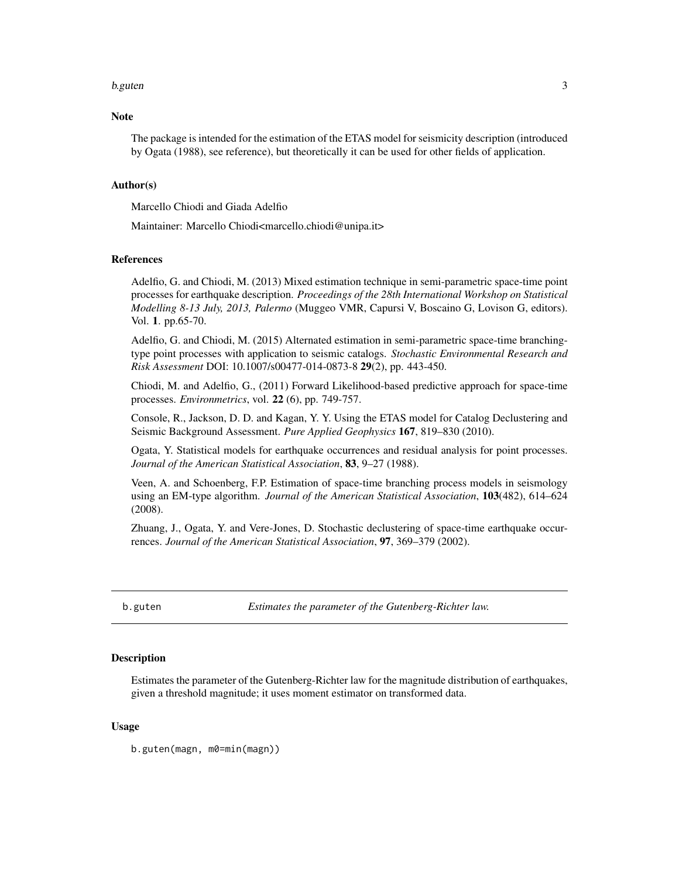### Note

The package is intended for the estimation of the ETAS model for seismicity description (introduced by Ogata (1988), see reference), but theoretically it can be used for other fields of application.

### Author(s)

Marcello Chiodi and Giada Adelfio

Maintainer: Marcello Chiodi<marcello.chiodi@unipa.it>

### References

Adelfio, G. and Chiodi, M. (2013) Mixed estimation technique in semi-parametric space-time point processes for earthquake description. *Proceedings of the 28th International Workshop on Statistical Modelling 8-13 July, 2013, Palermo* (Muggeo VMR, Capursi V, Boscaino G, Lovison G, editors). Vol. **1**. pp.65-70.

Adelfio, G. and Chiodi, M. (2015) Alternated estimation in semi-parametric space-time branching-type point processes with application to seismic catalogs. *Stochastic Environmental Research and Risk Assessment* DOI: 10.1007/s00477-014-0873-8 **29**(2), pp. 443-450.

Chiodi, M. and Adelfio, G., (2011) Forward Likelihood-based predictive approach for space-time processes. *Environmetrics*, vol. **22** (6), pp. 749-757.

Console, R., Jackson, D. D. and Kagan, Y. Y. Using the ETAS model for Catalog Declustering and Seismic Background Assessment. *Pure Applied Geophysics* **167**, 819–830 (2010).

Ogata, Y. Statistical models for earthquake occurrences and residual analysis for point processes. *Journal of the American Statistical Association*, **83**, 9–27 (1988).

Veen, A. and Schoenberg, F.P. Estimation of space-time branching process models in seismology using an EM-type algorithm. *Journal of the American Statistical Association*, **103**(482), 614–624 (2008).

Zhuang, J., Ogata, Y. and Vere-Jones, D. Stochastic declustering of space-time earthquake occurrences. *Journal of the American Statistical Association*, **97**, 369–379 (2002).

---

## b.guten — *Estimates the parameter of the Gutenberg-Richter law.*

---

### Description

Estimates the parameter of the Gutenberg-Richter law for the magnitude distribution of earthquakes, given a threshold magnitude; it uses moment estimator on transformed data.

### Usage

```
b.guten(magn, m0=min(magn))
```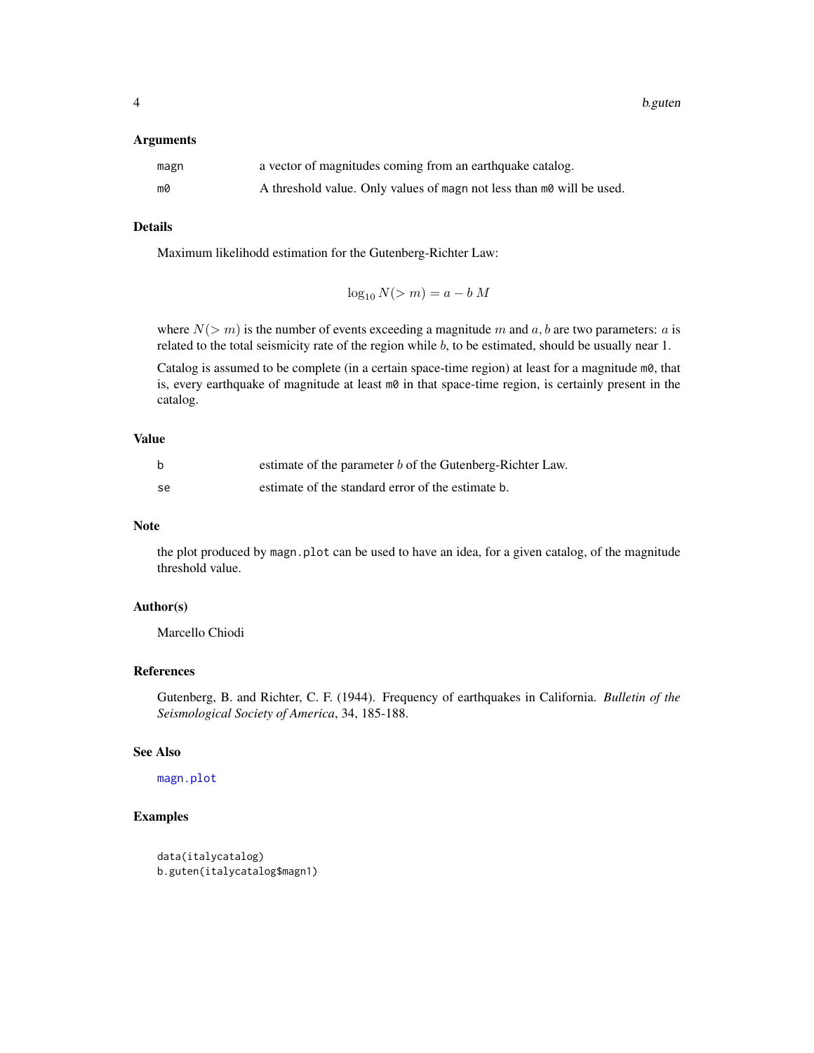### Arguments

| | |
|---|---|
| magn | a vector of magnitudes coming from an earthquake catalog. |
| m0 | A threshold value. Only values of magn not less than m0 will be used. |

### Details

Maximum likelihodd estimation for the Gutenberg-Richter Law:

$$\log_{10} N(> m) = a - b\, M$$

where $N(> m)$ is the number of events exceeding a magnitude $m$ and $a, b$ are two parameters: $a$ is related to the total seismicity rate of the region while $b$, to be estimated, should be usually near 1.

Catalog is assumed to be complete (in a certain space-time region) at least for a magnitude m0, that is, every earthquake of magnitude at least m0 in that space-time region, is certainly present in the catalog.

### Value

| | |
|---|---|
| b | estimate of the parameter $b$ of the Gutenberg-Richter Law. |
| se | estimate of the standard error of the estimate b. |

### Note

the plot produced by magn.plot can be used to have an idea, for a given catalog, of the magnitude threshold value.

### Author(s)

Marcello Chiodi

### References

Gutenberg, B. and Richter, C. F. (1944). Frequency of earthquakes in California. *Bulletin of the Seismological Society of America*, 34, 185-188.

### See Also

magn.plot

### Examples

```
data(italycatalog)
b.guten(italycatalog$magn1)
```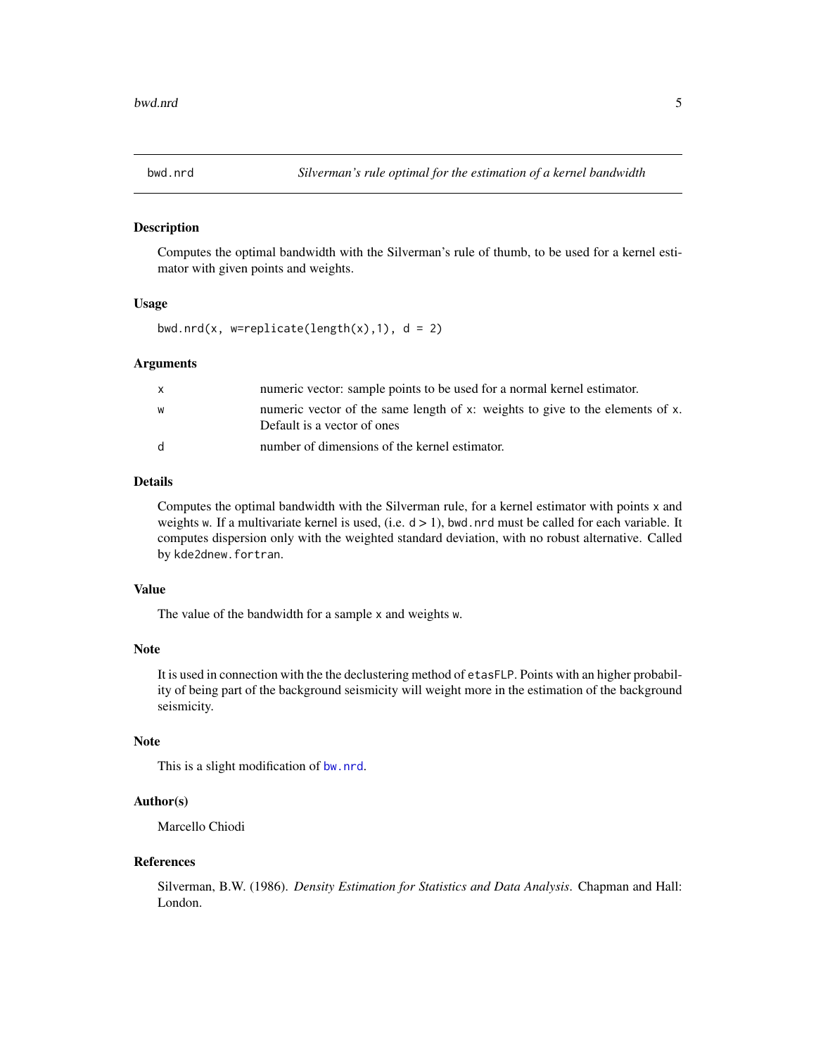## bwd.nrd — *Silverman's rule optimal for the estimation of a kernel bandwidth*

### Description

Computes the optimal bandwidth with the Silverman's rule of thumb, to be used for a kernel estimator with given points and weights.

### Usage

```
bwd.nrd(x, w=replicate(length(x),1), d = 2)
```

### Arguments

| | |
|---|---|
| x | numeric vector: sample points to be used for a normal kernel estimator. |
| w | numeric vector of the same length of x: weights to give to the elements of x. Default is a vector of ones |
| d | number of dimensions of the kernel estimator. |

### Details

Computes the optimal bandwidth with the Silverman rule, for a kernel estimator with points x and weights w. If a multivariate kernel is used, (i.e. $d > 1$), bwd.nrd must be called for each variable. It computes dispersion only with the weighted standard deviation, with no robust alternative. Called by kde2dnew.fortran.

### Value

The value of the bandwidth for a sample x and weights w.

### Note

It is used in connection with the the declustering method of etasFLP. Points with an higher probability of being part of the background seismicity will weight more in the estimation of the background seismicity.

### Note

This is a slight modification of bw.nrd.

### Author(s)

Marcello Chiodi

### References

Silverman, B.W. (1986). *Density Estimation for Statistics and Data Analysis*. Chapman and Hall: London.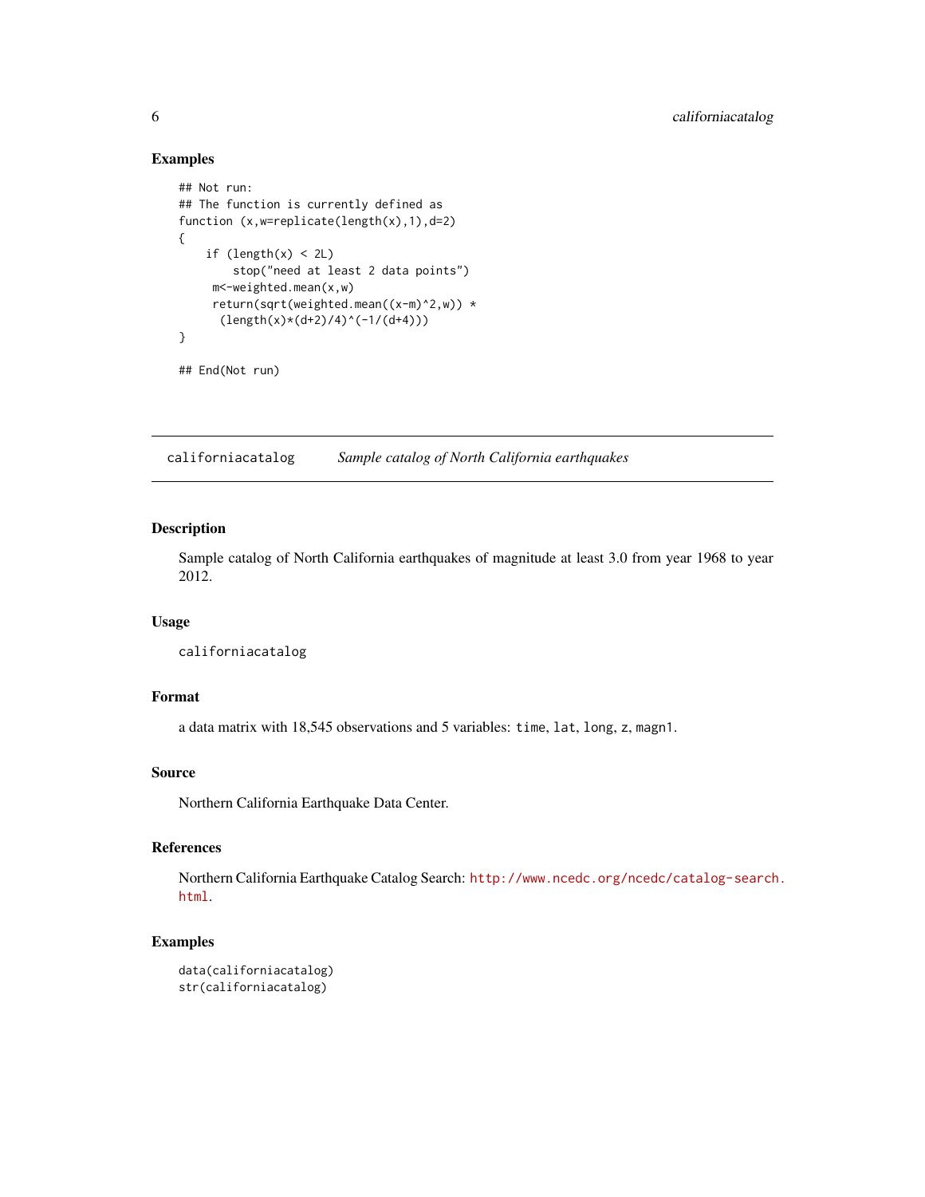## Examples

```
## Not run:
## The function is currently defined as
function (x,w=replicate(length(x),1),d=2)
{
    if (length(x) < 2L)
        stop("need at least 2 data points")
     m<-weighted.mean(x,w)
     return(sqrt(weighted.mean((x-m)^2,w)) *
      (length(x)*(d+2)/4)^(-1/(d+4)))
}

## End(Not run)
```

---

californiacatalog    *Sample catalog of North California earthquakes*

---

## Description

Sample catalog of North California earthquakes of magnitude at least 3.0 from year 1968 to year 2012.

## Usage

```
californiacatalog
```

## Format

a data matrix with 18,545 observations and 5 variables: `time`, `lat`, `long`, `z`, `magn1`.

## Source

Northern California Earthquake Data Center.

## References

Northern California Earthquake Catalog Search: http://www.ncedc.org/ncedc/catalog-search.html.

## Examples

```
data(californiacatalog)
str(californiacatalog)
```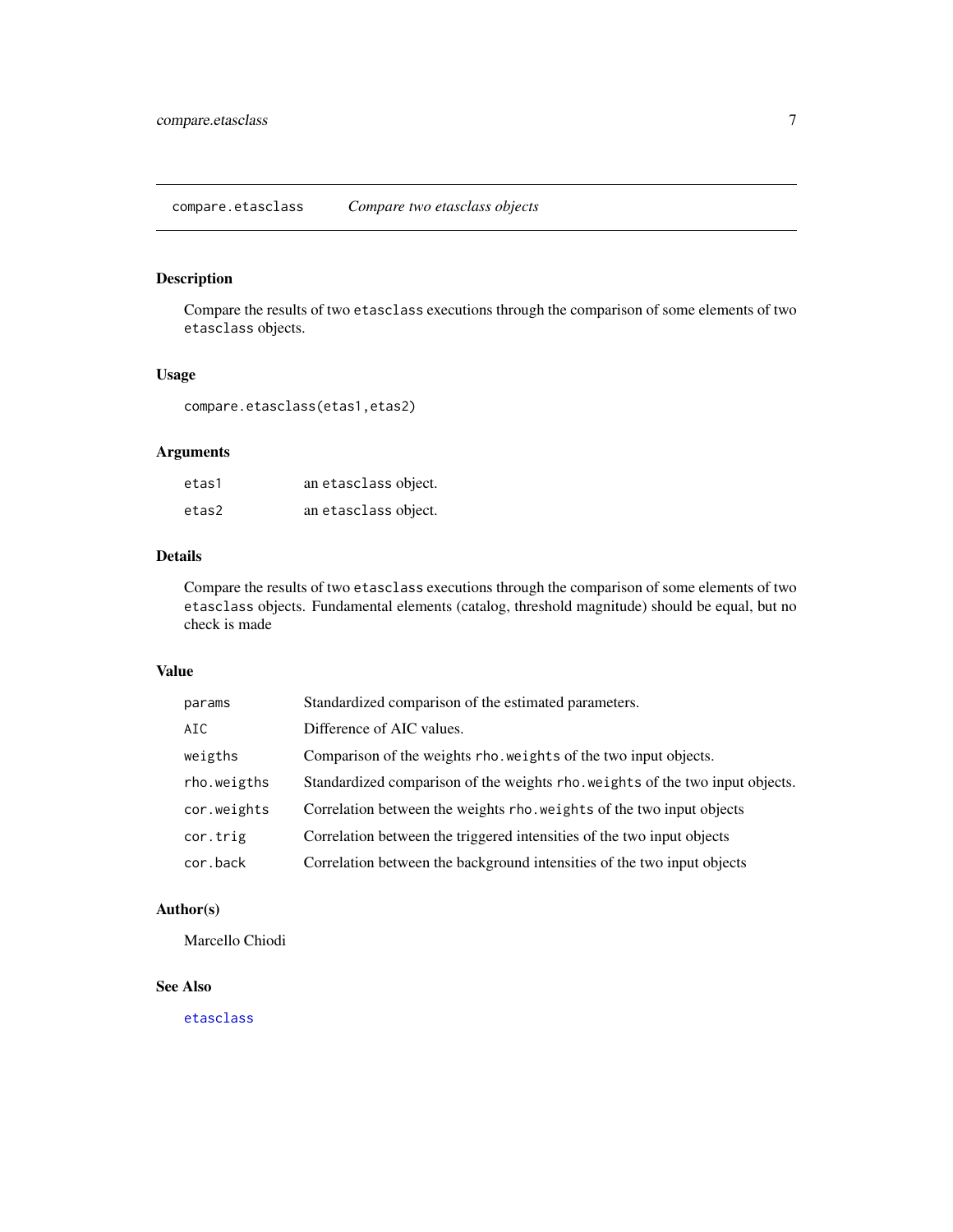## compare.etasclass *Compare two etasclass objects*

### Description

Compare the results of two `etasclass` executions through the comparison of some elements of two `etasclass` objects.

### Usage

```
compare.etasclass(etas1,etas2)
```

### Arguments

| | |
|---|---|
| `etas1` | an `etasclass` object. |
| `etas2` | an `etasclass` object. |

### Details

Compare the results of two `etasclass` executions through the comparison of some elements of two `etasclass` objects. Fundamental elements (catalog, threshold magnitude) should be equal, but no check is made

### Value

| | |
|---|---|
| `params` | Standardized comparison of the estimated parameters. |
| `AIC` | Difference of AIC values. |
| `weigths` | Comparison of the weights `rho.weights` of the two input objects. |
| `rho.weigths` | Standardized comparison of the weights `rho.weights` of the two input objects. |
| `cor.weights` | Correlation between the weights `rho.weights` of the two input objects |
| `cor.trig` | Correlation between the triggered intensities of the two input objects |
| `cor.back` | Correlation between the background intensities of the two input objects |

### Author(s)

Marcello Chiodi

### See Also

`etasclass`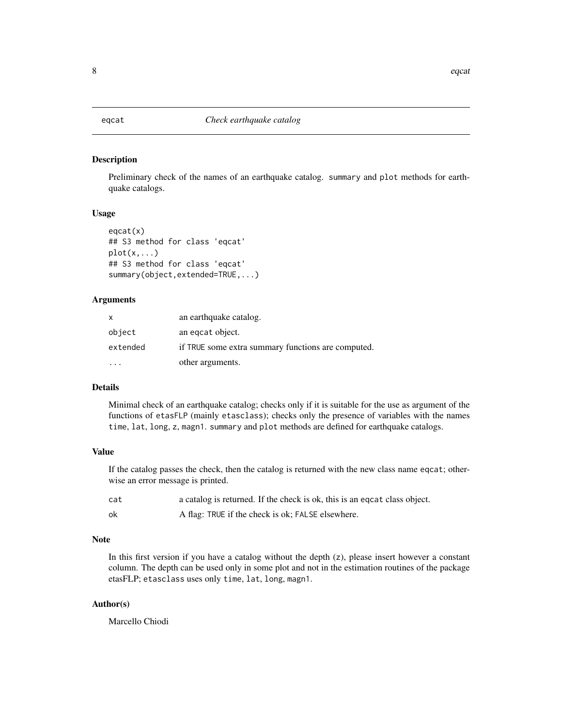# eqcat — *Check earthquake catalog*

## Description

Preliminary check of the names of an earthquake catalog. `summary` and `plot` methods for earthquake catalogs.

## Usage

```
eqcat(x)
## S3 method for class 'eqcat'
plot(x,...)
## S3 method for class 'eqcat'
summary(object,extended=TRUE,...)
```

## Arguments

| | |
|---|---|
| `x` | an earthquake catalog. |
| `object` | an `eqcat` object. |
| `extended` | if `TRUE` some extra summary functions are computed. |
| `...` | other arguments. |

## Details

Minimal check of an earthquake catalog; checks only if it is suitable for the use as argument of the functions of `etasFLP` (mainly `etasclass`); checks only the presence of variables with the names `time`, `lat`, `long`, `z`, `magn1`. `summary` and `plot` methods are defined for earthquake catalogs.

## Value

If the catalog passes the check, then the catalog is returned with the new class name `eqcat`; otherwise an error message is printed.

| | |
|---|---|
| `cat` | a catalog is returned. If the check is ok, this is an `eqcat` class object. |
| `ok` | A flag: `TRUE` if the check is ok; `FALSE` elsewhere. |

## Note

In this first version if you have a catalog without the depth (`z`), please insert however a constant column. The depth can be used only in some plot and not in the estimation routines of the package etasFLP; `etasclass` uses only `time`, `lat`, `long`, `magn1`.

## Author(s)

Marcello Chiodi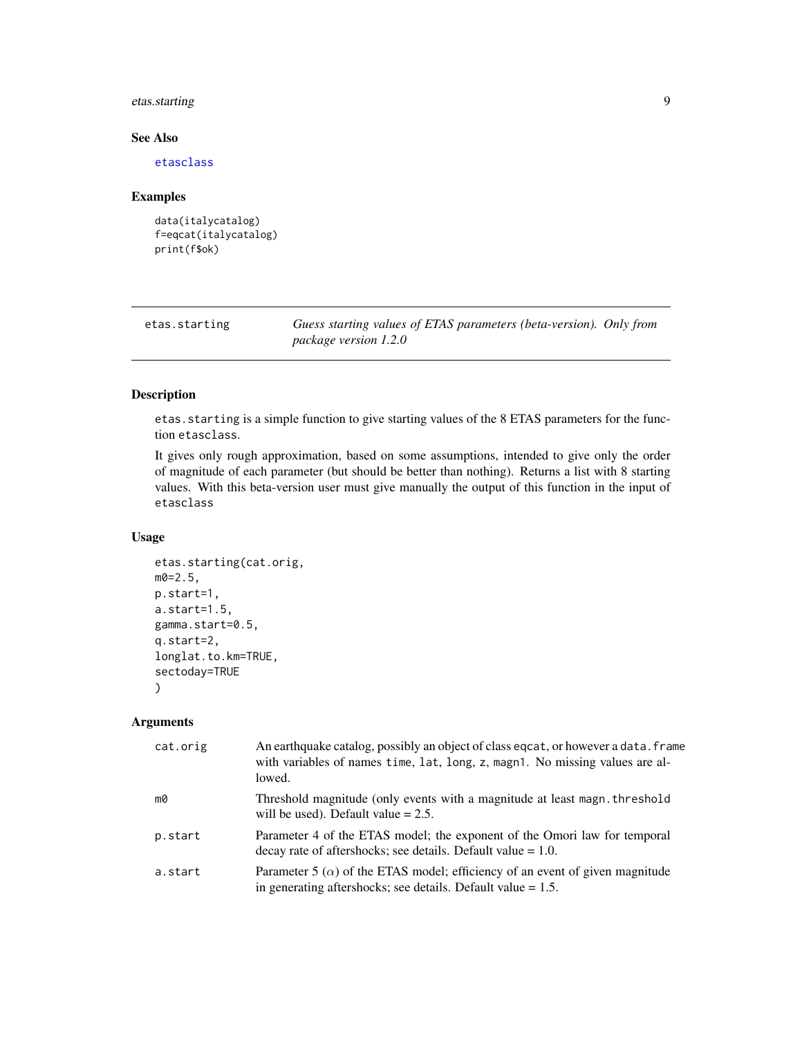### See Also

etasclass

### Examples

```
data(italycatalog)
f=eqcat(italycatalog)
print(f$ok)
```

---

## etas.starting — *Guess starting values of ETAS parameters (beta-version). Only from package version 1.2.0*

---

### Description

etas.starting is a simple function to give starting values of the 8 ETAS parameters for the function etasclass.

It gives only rough approximation, based on some assumptions, intended to give only the order of magnitude of each parameter (but should be better than nothing). Returns a list with 8 starting values. With this beta-version user must give manually the output of this function in the input of etasclass

### Usage

```
etas.starting(cat.orig,
m0=2.5,
p.start=1,
a.start=1.5,
gamma.start=0.5,
q.start=2,
longlat.to.km=TRUE,
sectoday=TRUE
)
```

### Arguments

| | |
|---|---|
| cat.orig | An earthquake catalog, possibly an object of class eqcat, or however a data.frame with variables of names time, lat, long, z, magn1. No missing values are allowed. |
| m0 | Threshold magnitude (only events with a magnitude at least magn.threshold will be used). Default value = 2.5. |
| p.start | Parameter 4 of the ETAS model; the exponent of the Omori law for temporal decay rate of aftershocks; see details. Default value = 1.0. |
| a.start | Parameter 5 ($\alpha$) of the ETAS model; efficiency of an event of given magnitude in generating aftershocks; see details. Default value = 1.5. |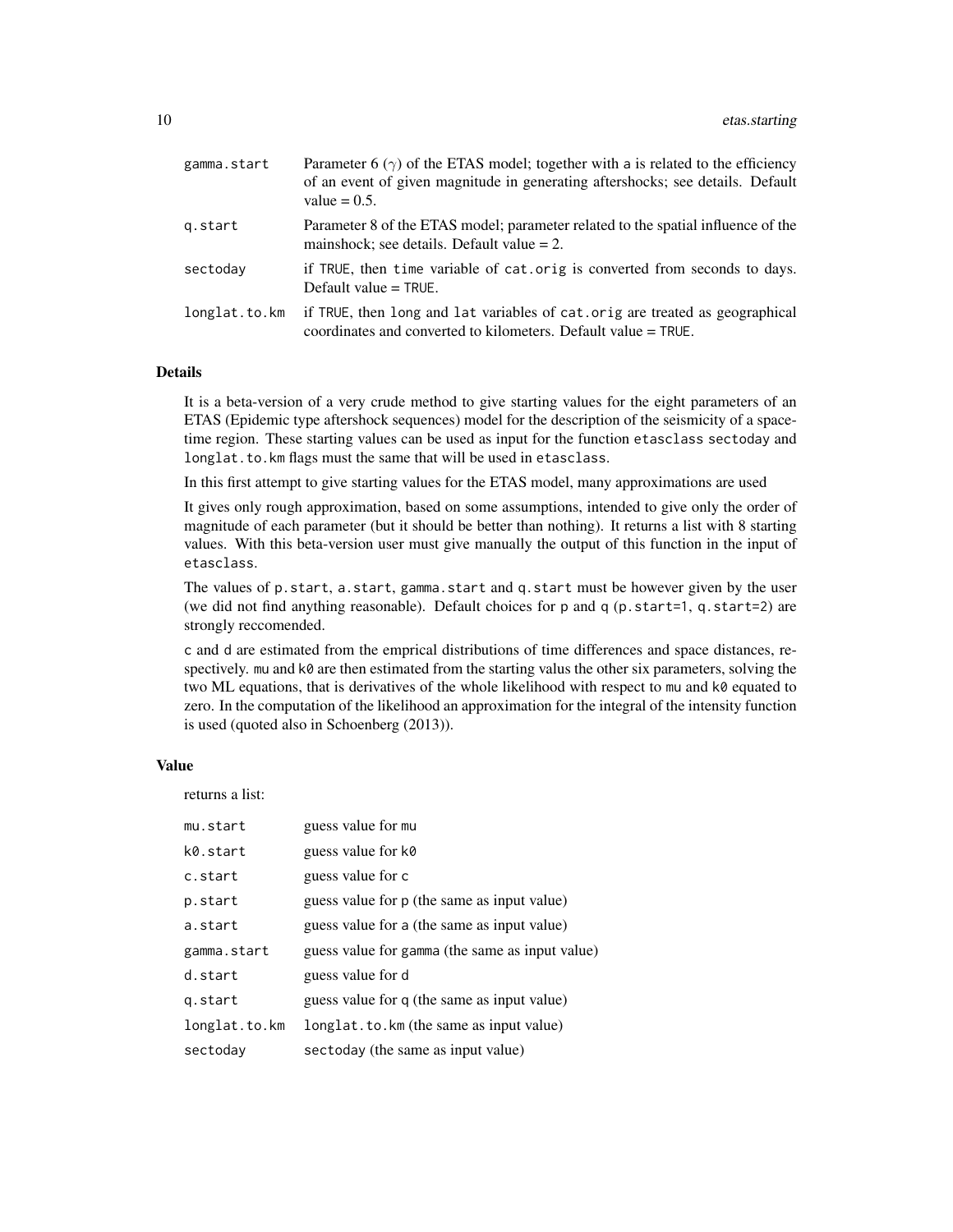| | |
|---|---|
| gamma.start | Parameter 6 ($\gamma$) of the ETAS model; together with a is related to the efficiency of an event of given magnitude in generating aftershocks; see details. Default value = 0.5. |
| q.start | Parameter 8 of the ETAS model; parameter related to the spatial influence of the mainshock; see details. Default value = 2. |
| sectoday | if TRUE, then time variable of cat.orig is converted from seconds to days. Default value = TRUE. |
| longlat.to.km | if TRUE, then long and lat variables of cat.orig are treated as geographical coordinates and converted to kilometers. Default value = TRUE. |

### Details

It is a beta-version of a very crude method to give starting values for the eight parameters of an ETAS (Epidemic type aftershock sequences) model for the description of the seismicity of a space-time region. These starting values can be used as input for the function etasclass sectoday and longlat.to.km flags must the same that will be used in etasclass.

In this first attempt to give starting values for the ETAS model, many approximations are used

It gives only rough approximation, based on some assumptions, intended to give only the order of magnitude of each parameter (but it should be better than nothing). It returns a list with 8 starting values. With this beta-version user must give manually the output of this function in the input of etasclass.

The values of p.start, a.start, gamma.start and q.start must be however given by the user (we did not find anything reasonable). Default choices for p and q (p.start=1, q.start=2) are strongly reccomended.

c and d are estimated from the emprical distributions of time differences and space distances, respectively. mu and k0 are then estimated from the starting valus the other six parameters, solving the two ML equations, that is derivatives of the whole likelihood with respect to mu and k0 equated to zero. In the computation of the likelihood an approximation for the integral of the intensity function is used (quoted also in Schoenberg (2013)).

### Value

returns a list:

| | |
|---|---|
| mu.start | guess value for mu |
| k0.start | guess value for k0 |
| c.start | guess value for c |
| p.start | guess value for p (the same as input value) |
| a.start | guess value for a (the same as input value) |
| gamma.start | guess value for gamma (the same as input value) |
| d.start | guess value for d |
| q.start | guess value for q (the same as input value) |
| longlat.to.km | longlat.to.km (the same as input value) |
| sectoday | sectoday (the same as input value) |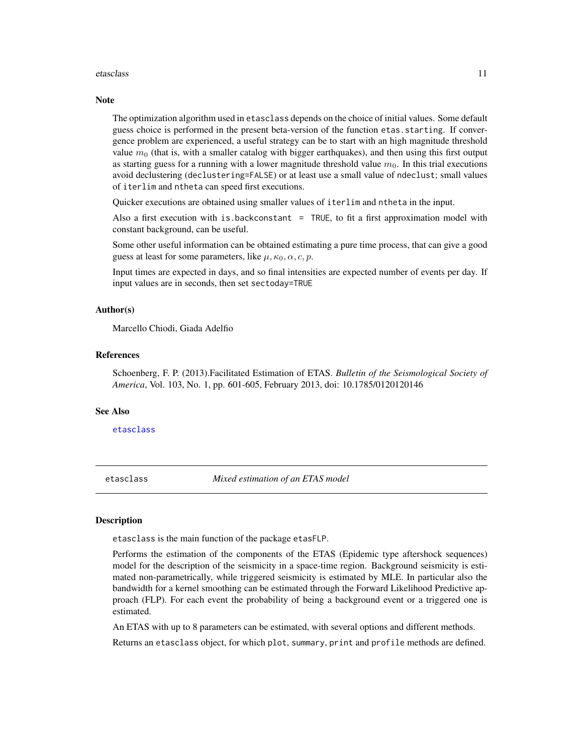### Note

The optimization algorithm used in `etasclass` depends on the choice of initial values. Some default guess choice is performed in the present beta-version of the function `etas.starting`. If convergence problem are experienced, a useful strategy can be to start with an high magnitude threshold value $m_0$ (that is, with a smaller catalog with bigger earthquakes), and then using this first output as starting guess for a running with a lower magnitude threshold value $m_0$. In this trial executions avoid declustering (`declustering=FALSE`) or at least use a small value of `ndeclust`; small values of `iterlim` and `ntheta` can speed first executions.

Quicker executions are obtained using smaller values of `iterlim` and `ntheta` in the input.

Also a first execution with `is.backconstant = TRUE`, to fit a first approximation model with constant background, can be useful.

Some other useful information can be obtained estimating a pure time process, that can give a good guess at least for some parameters, like $\mu, \kappa_0, \alpha, c, p$.

Input times are expected in days, and so final intensities are expected number of events per day. If input values are in seconds, then set `sectoday=TRUE`

### Author(s)

Marcello Chiodi, Giada Adelfio

### References

Schoenberg, F. P. (2013).Facilitated Estimation of ETAS. *Bulletin of the Seismological Society of America*, Vol. 103, No. 1, pp. 601-605, February 2013, doi: 10.1785/0120120146

### See Also

`etasclass`

---

## etasclass — *Mixed estimation of an ETAS model*

### Description

`etasclass` is the main function of the package `etasFLP`.

Performs the estimation of the components of the ETAS (Epidemic type aftershock sequences) model for the description of the seismicity in a space-time region. Background seismicity is estimated non-parametrically, while triggered seismicity is estimated by MLE. In particular also the bandwidth for a kernel smoothing can be estimated through the Forward Likelihood Predictive approach (FLP). For each event the probability of being a background event or a triggered one is estimated.

An ETAS with up to 8 parameters can be estimated, with several options and different methods.

Returns an `etasclass` object, for which `plot`, `summary`, `print` and `profile` methods are defined.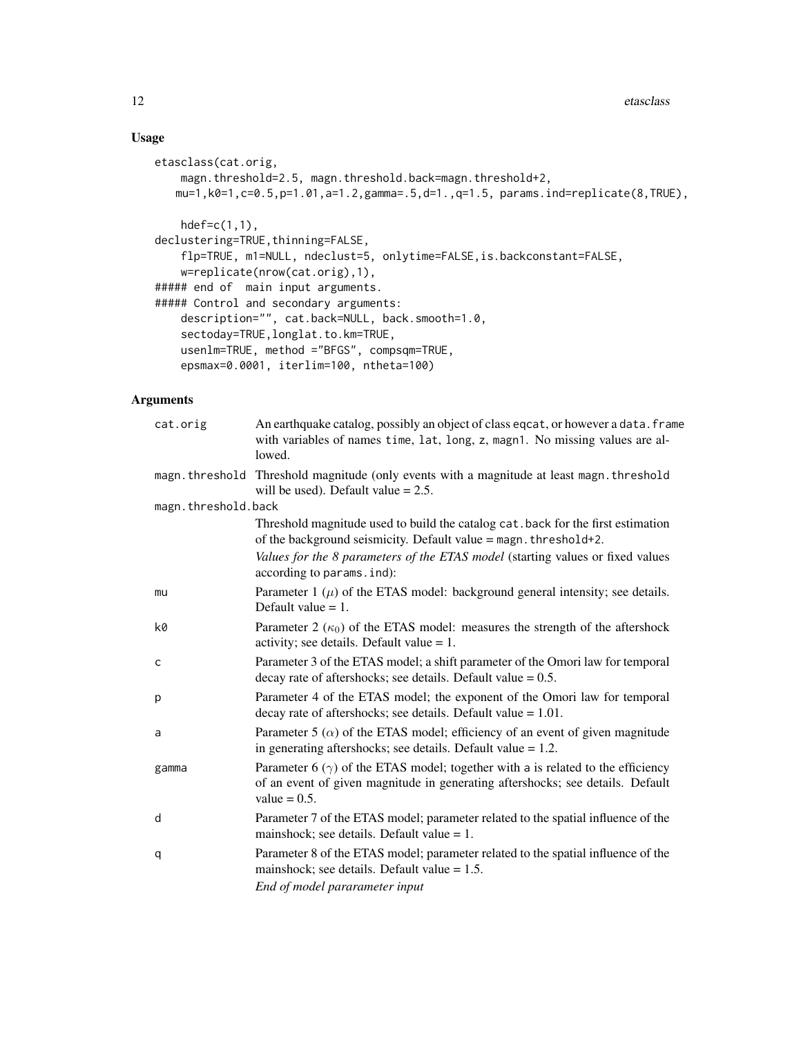## Usage

```
etasclass(cat.orig,
    magn.threshold=2.5, magn.threshold.back=magn.threshold+2,
   mu=1,k0=1,c=0.5,p=1.01,a=1.2,gamma=.5,d=1.,q=1.5, params.ind=replicate(8,TRUE),

    hdef=c(1,1),
declustering=TRUE,thinning=FALSE,
    flp=TRUE, m1=NULL, ndeclust=5, onlytime=FALSE,is.backconstant=FALSE,
    w=replicate(nrow(cat.orig),1),
##### end of  main input arguments.
##### Control and secondary arguments:
    description="", cat.back=NULL, back.smooth=1.0,
    sectoday=TRUE,longlat.to.km=TRUE,
    usenlm=TRUE, method ="BFGS", compsqm=TRUE,
    epsmax=0.0001, iterlim=100, ntheta=100)
```

## Arguments

| | |
|---|---|
| cat.orig | An earthquake catalog, possibly an object of class eqcat, or however a data.frame with variables of names time, lat, long, z, magn1. No missing values are allowed. |
| magn.threshold | Threshold magnitude (only events with a magnitude at least magn.threshold will be used). Default value = 2.5. |
| magn.threshold.back | Threshold magnitude used to build the catalog cat.back for the first estimation of the background seismicity. Default value = magn.threshold+2. *Values for the 8 parameters of the ETAS model* (starting values or fixed values according to params.ind): |
| mu | Parameter 1 ($\mu$) of the ETAS model: background general intensity; see details. Default value = 1. |
| k0 | Parameter 2 ($\kappa_0$) of the ETAS model: measures the strength of the aftershock activity; see details. Default value = 1. |
| c | Parameter 3 of the ETAS model; a shift parameter of the Omori law for temporal decay rate of aftershocks; see details. Default value = 0.5. |
| p | Parameter 4 of the ETAS model; the exponent of the Omori law for temporal decay rate of aftershocks; see details. Default value = 1.01. |
| a | Parameter 5 ($\alpha$) of the ETAS model; efficiency of an event of given magnitude in generating aftershocks; see details. Default value = 1.2. |
| gamma | Parameter 6 ($\gamma$) of the ETAS model; together with a is related to the efficiency of an event of given magnitude in generating aftershocks; see details. Default value = 0.5. |
| d | Parameter 7 of the ETAS model; parameter related to the spatial influence of the mainshock; see details. Default value = 1. |
| q | Parameter 8 of the ETAS model; parameter related to the spatial influence of the mainshock; see details. Default value = 1.5. *End of model pararameter input* |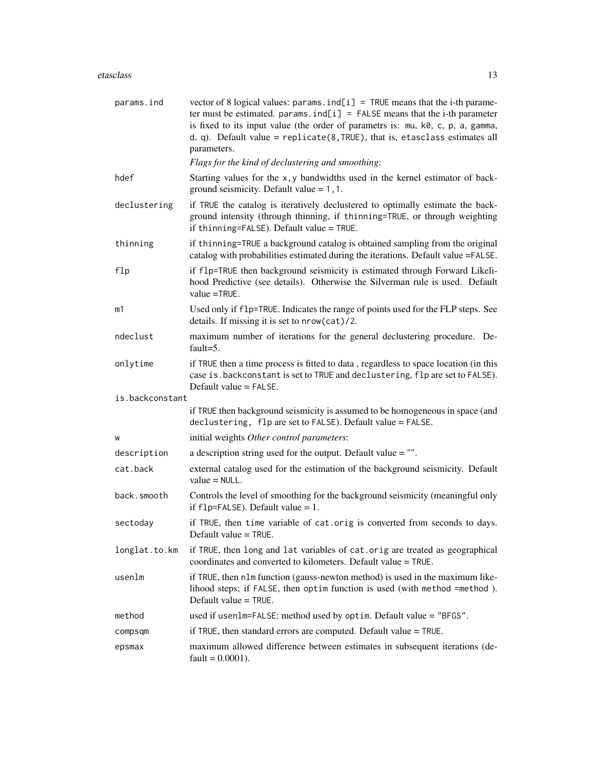`params.ind`
: vector of 8 logical values: `params.ind[i] = TRUE` means that the i-th parameter must be estimated. `params.ind[i] = FALSE` means that the i-th parameter is fixed to its input value (the order of parametrs is: `mu`, `k0`, `c`, `p`, `a`, `gamma`, `d`, `q`). Default value = `replicate(8,TRUE)`, that is, etasclass estimates all parameters.

*Flags for the kind of declustering and smoothing*:

`hdef`
: Starting values for the `x`,`y` bandwidths used in the kernel estimator of background seismicity. Default value = `1,1`.

`declustering`
: if `TRUE` the catalog is iteratively declustered to optimally estimate the background intensity (through thinning, if `thinning=TRUE`, or through weighting if `thinning=FALSE`). Default value = `TRUE`.

`thinning`
: if `thinning=TRUE` a background catalog is obtained sampling from the original catalog with probabilities estimated during the iterations. Default value =`FALSE`.

`flp`
: if `flp=TRUE` then background seismicity is estimated through Forward Likelihood Predictive (see details). Otherwise the Silverman rule is used. Default value =`TRUE`.

`m1`
: Used only if `flp=TRUE`. Indicates the range of points used for the FLP steps. See details. If missing it is set to `nrow(cat)/2`.

`ndeclust`
: maximum number of iterations for the general declustering procedure. Default=5.

`onlytime`
: if `TRUE` then a time process is fitted to data , regardless to space location (in this case `is.backconstant` is set to `TRUE` and `declustering`, `flp` are set to `FALSE`). Default value = `FALSE`.

`is.backconstant`
: if `TRUE` then background seismicity is assumed to be homogeneous in space (and `declustering, flp` are set to `FALSE`). Default value = `FALSE`.

`w`
: initial weights *Other control parameters*:

`description`
: a description string used for the output. Default value = "".

`cat.back`
: external catalog used for the estimation of the background seismicity. Default value = `NULL`.

`back.smooth`
: Controls the level of smoothing for the background seismicity (meaningful only if `flp=FALSE`). Default value = 1.

`sectoday`
: if `TRUE`, then `time` variable of `cat.orig` is converted from seconds to days. Default value = `TRUE`.

`longlat.to.km`
: if `TRUE`, then `long` and `lat` variables of `cat.orig` are treated as geographical coordinates and converted to kilometers. Default value = `TRUE`.

`usenlm`
: if `TRUE`, then `nlm` function (gauss-newton method) is used in the maximum likelihood steps; if `FALSE`, then `optim` function is used (with `method =method` ). Default value = `TRUE`.

`method`
: used if `usenlm=FALSE`: method used by `optim`. Default value = `"BFGS"`.

`compsqm`
: if `TRUE`, then standard errors are computed. Default value = `TRUE`.

`epsmax`
: maximum allowed difference between estimates in subsequent iterations (default = 0.0001).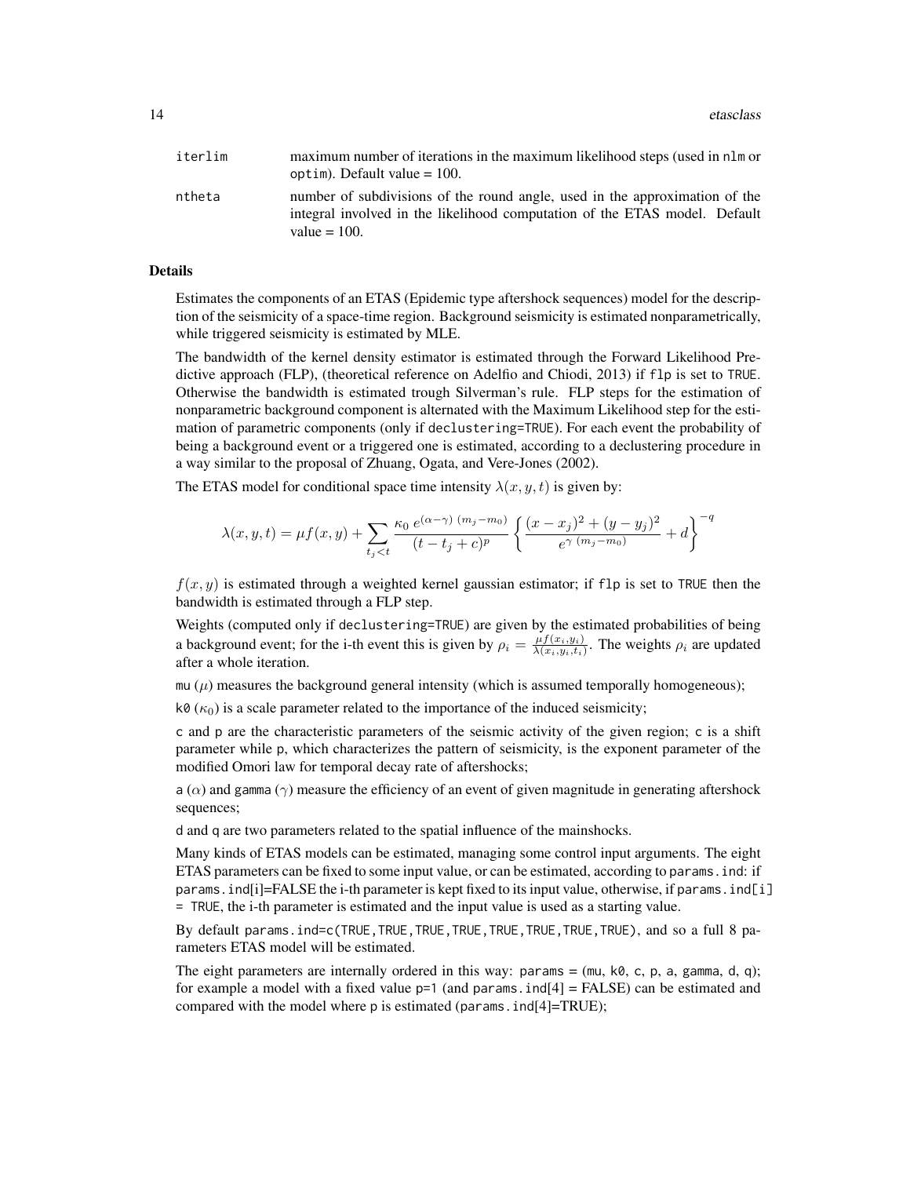| | |
|---|---|
| `iterlim` | maximum number of iterations in the maximum likelihood steps (used in `nlm` or `optim`). Default value = 100. |
| `ntheta` | number of subdivisions of the round angle, used in the approximation of the integral involved in the likelihood computation of the ETAS model. Default value = 100. |

## Details

Estimates the components of an ETAS (Epidemic type aftershock sequences) model for the description of the seismicity of a space-time region. Background seismicity is estimated nonparametrically, while triggered seismicity is estimated by MLE.

The bandwidth of the kernel density estimator is estimated through the Forward Likelihood Predictive approach (FLP), (theoretical reference on Adelfio and Chiodi, 2013) if `flp` is set to `TRUE`. Otherwise the bandwidth is estimated trough Silverman's rule. FLP steps for the estimation of nonparametric background component is alternated with the Maximum Likelihood step for the estimation of parametric components (only if `declustering=TRUE`). For each event the probability of being a background event or a triggered one is estimated, according to a declustering procedure in a way similar to the proposal of Zhuang, Ogata, and Vere-Jones (2002).

The ETAS model for conditional space time intensity $\lambda(x, y, t)$ is given by:

$$\lambda(x, y, t) = \mu f(x, y) + \sum_{t_j < t} \frac{\kappa_0 \, e^{(\alpha-\gamma) \, (m_j - m_0)}}{(t - t_j + c)^p} \left\{ \frac{(x - x_j)^2 + (y - y_j)^2}{e^{\gamma \, (m_j - m_0)}} + d \right\}^{-q}$$

$f(x, y)$ is estimated through a weighted kernel gaussian estimator; if `flp` is set to `TRUE` then the bandwidth is estimated through a FLP step.

Weights (computed only if `declustering=TRUE`) are given by the estimated probabilities of being a background event; for the i-th event this is given by $\rho_i = \frac{\mu f(x_i, y_i)}{\lambda(x_i, y_i, t_i)}$. The weights $\rho_i$ are updated after a whole iteration.

`mu` ($\mu$) measures the background general intensity (which is assumed temporally homogeneous);

`k0` ($\kappa_0$) is a scale parameter related to the importance of the induced seismicity;

`c` and `p` are the characteristic parameters of the seismic activity of the given region; `c` is a shift parameter while `p`, which characterizes the pattern of seismicity, is the exponent parameter of the modified Omori law for temporal decay rate of aftershocks;

`a` ($\alpha$) and `gamma` ($\gamma$) measure the efficiency of an event of given magnitude in generating aftershock sequences;

`d` and `q` are two parameters related to the spatial influence of the mainshocks.

Many kinds of ETAS models can be estimated, managing some control input arguments. The eight ETAS parameters can be fixed to some input value, or can be estimated, according to `params.ind`: if `params.ind[i]`=FALSE the i-th parameter is kept fixed to its input value, otherwise, if `params.ind[i] = TRUE`, the i-th parameter is estimated and the input value is used as a starting value.

By default `params.ind=c(TRUE,TRUE,TRUE,TRUE,TRUE,TRUE,TRUE,TRUE)`, and so a full 8 parameters ETAS model will be estimated.

The eight parameters are internally ordered in this way: `params` = (`mu`, `k0`, `c`, `p`, `a`, `gamma`, `d`, `q`); for example a model with a fixed value `p=1` (and `params.ind[4]` = FALSE) can be estimated and compared with the model where `p` is estimated (`params.ind[4]`=TRUE);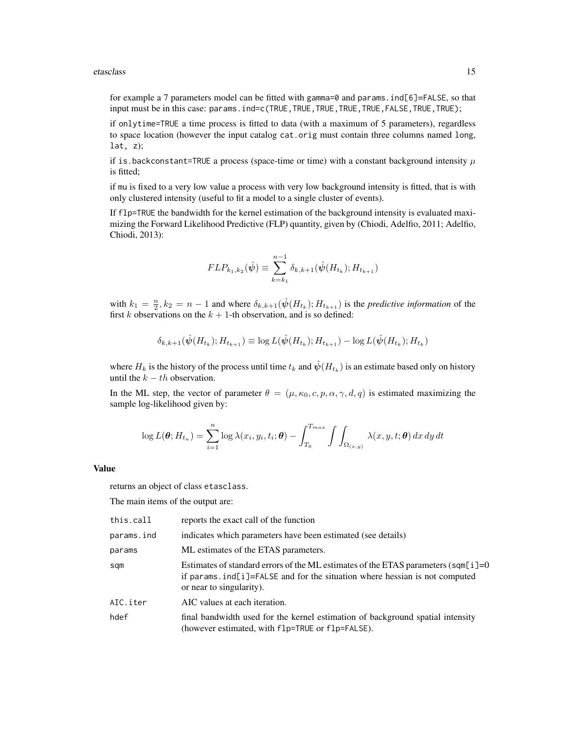for example a 7 parameters model can be fitted with `gamma=0` and `params.ind[6]=FALSE`, so that input must be in this case: `params.ind=c(TRUE,TRUE,TRUE,TRUE,TRUE,FALSE,TRUE,TRUE)`;

if `onlytime=TRUE` a time process is fitted to data (with a maximum of 5 parameters), regardless to space location (however the input catalog `cat.orig` must contain three columns named `long`, `lat`, `z`);

if `is.backconstant=TRUE` a process (space-time or time) with a constant background intensity $\mu$ is fitted;

if `mu` is fixed to a very low value a process with very low background intensity is fitted, that is with only clustered intensity (useful to fit a model to a single cluster of events).

If `flp=TRUE` the bandwidth for the kernel estimation of the background intensity is evaluated maximizing the Forward Likelihood Predictive (FLP) quantity, given by (Chiodi, Adelfio, 2011; Adelfio, Chiodi, 2013):

$$FLP_{k_1,k_2}(\hat{\boldsymbol{\psi}}) \equiv \sum_{k=k_1}^{n-1} \delta_{k,k+1}(\hat{\boldsymbol{\psi}}(H_{t_k}); H_{t_{k+1}})$$

with $k_1 = \frac{n}{2}, k_2 = n-1$ and where $\delta_{k,k+1}(\hat{\boldsymbol{\psi}}(H_{t_k}); H_{t_{k+1}})$ is the *predictive information* of the first $k$ observations on the $k+1$-th observation, and is so defined:

$$\delta_{k,k+1}(\hat{\boldsymbol{\psi}}(H_{t_k}); H_{t_{k+1}}) \equiv \log L(\hat{\boldsymbol{\psi}}(H_{t_k}); H_{t_{k+1}}) - \log L(\hat{\boldsymbol{\psi}}(H_{t_k}); H_{t_k})$$

where $H_k$ is the history of the process until time $t_k$ and $\hat{\boldsymbol{\psi}}(H_{t_k})$ is an estimate based only on history until the $k-th$ observation.

In the ML step, the vector of parameter $\theta = (\mu, \kappa_0, c, p, \alpha, \gamma, d, q)$ is estimated maximizing the sample log-likelihood given by:

$$\log L(\boldsymbol{\theta}; H_{t_n}) = \sum_{i=1}^{n} \log \lambda(x_i, y_i, t_i; \boldsymbol{\theta}) - \int_{T_0}^{T_{max}} \int\int_{\Omega_{(x,y)}} \lambda(x, y, t; \boldsymbol{\theta})\, dx\, dy\, dt$$

## Value

returns an object of class `etasclass`.

The main items of the output are:

| | |
|---|---|
| `this.call` | reports the exact call of the function |
| `params.ind` | indicates which parameters have been estimated (see details) |
| `params` | ML estimates of the ETAS parameters. |
| `sqm` | Estimates of standard errors of the ML estimates of the ETAS parameters (`sqm[i]=0` if `params.ind[i]=FALSE` and for the situation where hessian is not computed or near to singularity). |
| `AIC.iter` | AIC values at each iteration. |
| `hdef` | final bandwidth used for the kernel estimation of background spatial intensity (however estimated, with `flp=TRUE` or `flp=FALSE`). |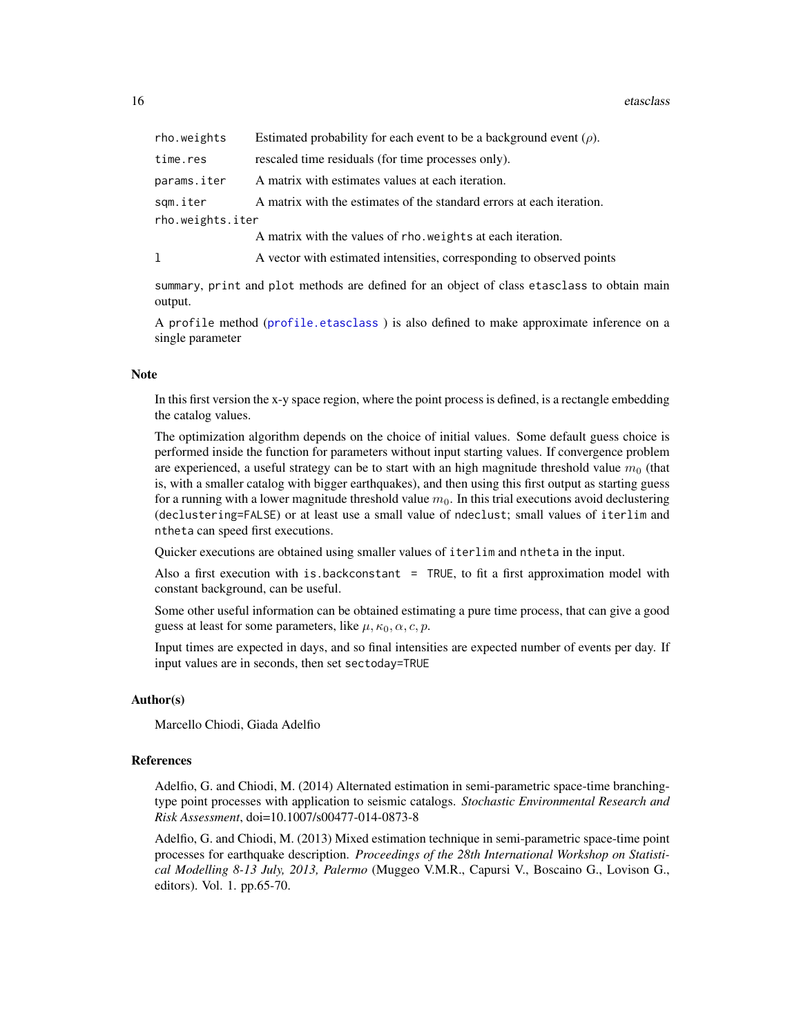| | |
|---|---|
| `rho.weights` | Estimated probability for each event to be a background event ($\rho$). |
| `time.res` | rescaled time residuals (for time processes only). |
| `params.iter` | A matrix with estimates values at each iteration. |
| `sqm.iter` | A matrix with the estimates of the standard errors at each iteration. |
| `rho.weights.iter` | A matrix with the values of `rho.weights` at each iteration. |
| `l` | A vector with estimated intensities, corresponding to observed points |

`summary`, `print` and `plot` methods are defined for an object of class `etasclass` to obtain main output.

A `profile` method (`profile.etasclass` ) is also defined to make approximate inference on a single parameter

### Note

In this first version the x-y space region, where the point process is defined, is a rectangle embedding the catalog values.

The optimization algorithm depends on the choice of initial values. Some default guess choice is performed inside the function for parameters without input starting values. If convergence problem are experienced, a useful strategy can be to start with an high magnitude threshold value $m_0$ (that is, with a smaller catalog with bigger earthquakes), and then using this first output as starting guess for a running with a lower magnitude threshold value $m_0$. In this trial executions avoid declustering (`declustering=FALSE`) or at least use a small value of `ndeclust`; small values of `iterlim` and `ntheta` can speed first executions.

Quicker executions are obtained using smaller values of `iterlim` and `ntheta` in the input.

Also a first execution with `is.backconstant = TRUE`, to fit a first approximation model with constant background, can be useful.

Some other useful information can be obtained estimating a pure time process, that can give a good guess at least for some parameters, like $\mu, \kappa_0, \alpha, c, p$.

Input times are expected in days, and so final intensities are expected number of events per day. If input values are in seconds, then set `sectoday=TRUE`

### Author(s)

Marcello Chiodi, Giada Adelfio

### References

Adelfio, G. and Chiodi, M. (2014) Alternated estimation in semi-parametric space-time branching-type point processes with application to seismic catalogs. *Stochastic Environmental Research and Risk Assessment*, doi=10.1007/s00477-014-0873-8

Adelfio, G. and Chiodi, M. (2013) Mixed estimation technique in semi-parametric space-time point processes for earthquake description. *Proceedings of the 28th International Workshop on Statistical Modelling 8-13 July, 2013, Palermo* (Muggeo V.M.R., Capursi V., Boscaino G., Lovison G., editors). Vol. 1. pp.65-70.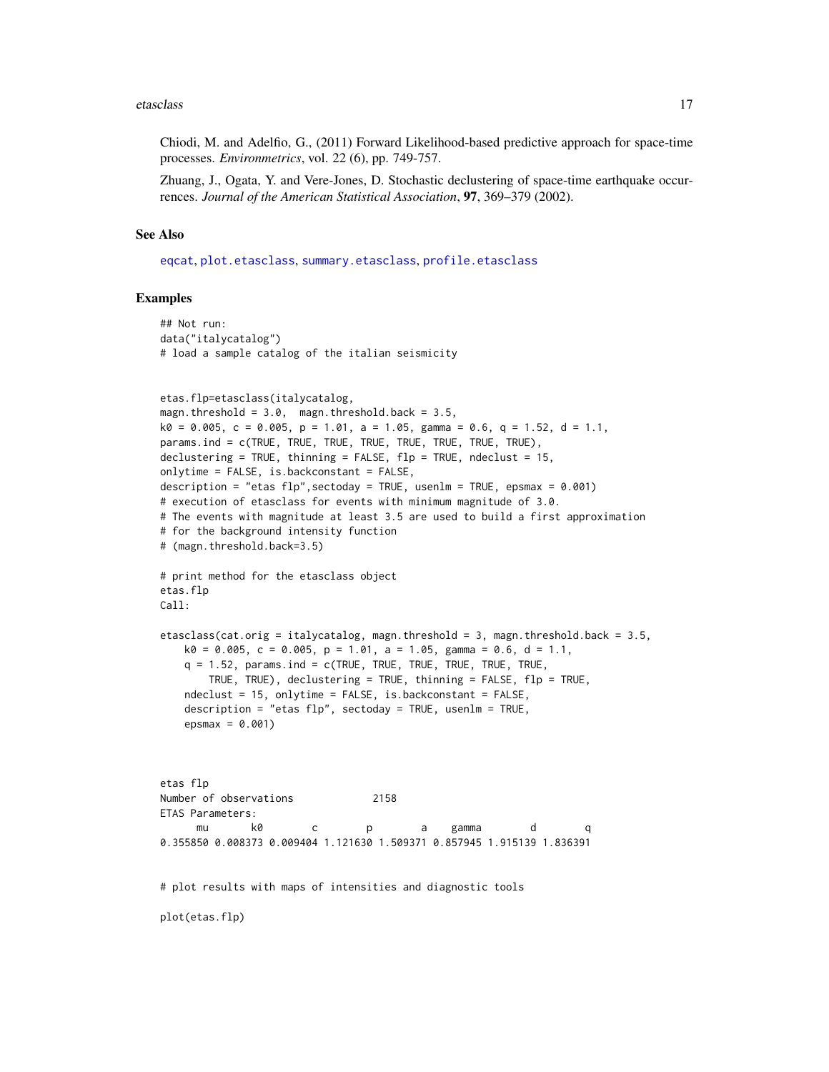Chiodi, M. and Adelfio, G., (2011) Forward Likelihood-based predictive approach for space-time processes. *Environmetrics*, vol. 22 (6), pp. 749-757.

Zhuang, J., Ogata, Y. and Vere-Jones, D. Stochastic declustering of space-time earthquake occurrences. *Journal of the American Statistical Association*, **97**, 369–379 (2002).

## See Also

eqcat, plot.etasclass, summary.etasclass, profile.etasclass

## Examples

```
## Not run:
data("italycatalog")
# load a sample catalog of the italian seismicity


etas.flp=etasclass(italycatalog,
magn.threshold = 3.0,  magn.threshold.back = 3.5,
k0 = 0.005, c = 0.005, p = 1.01, a = 1.05, gamma = 0.6, q = 1.52, d = 1.1,
params.ind = c(TRUE, TRUE, TRUE, TRUE, TRUE, TRUE, TRUE, TRUE),
declustering = TRUE, thinning = FALSE, flp = TRUE, ndeclust = 15,
onlytime = FALSE, is.backconstant = FALSE,
description = "etas flp",sectoday = TRUE, usenlm = TRUE, epsmax = 0.001)
# execution of etasclass for events with minimum magnitude of 3.0.
# The events with magnitude at least 3.5 are used to build a first approximation
# for the background intensity function
# (magn.threshold.back=3.5)

# print method for the etasclass object
etas.flp
Call:

etasclass(cat.orig = italycatalog, magn.threshold = 3, magn.threshold.back = 3.5,
    k0 = 0.005, c = 0.005, p = 1.01, a = 1.05, gamma = 0.6, d = 1.1,
    q = 1.52, params.ind = c(TRUE, TRUE, TRUE, TRUE, TRUE, TRUE,
        TRUE, TRUE), declustering = TRUE, thinning = FALSE, flp = TRUE,
    ndeclust = 15, onlytime = FALSE, is.backconstant = FALSE,
    description = "etas flp", sectoday = TRUE, usenlm = TRUE,
    epsmax = 0.001)



etas flp
Number of observations             2158
ETAS Parameters:
      mu       k0        c        p        a    gamma        d        q
0.355850 0.008373 0.009404 1.121630 1.509371 0.857945 1.915139 1.836391


# plot results with maps of intensities and diagnostic tools

plot(etas.flp)
```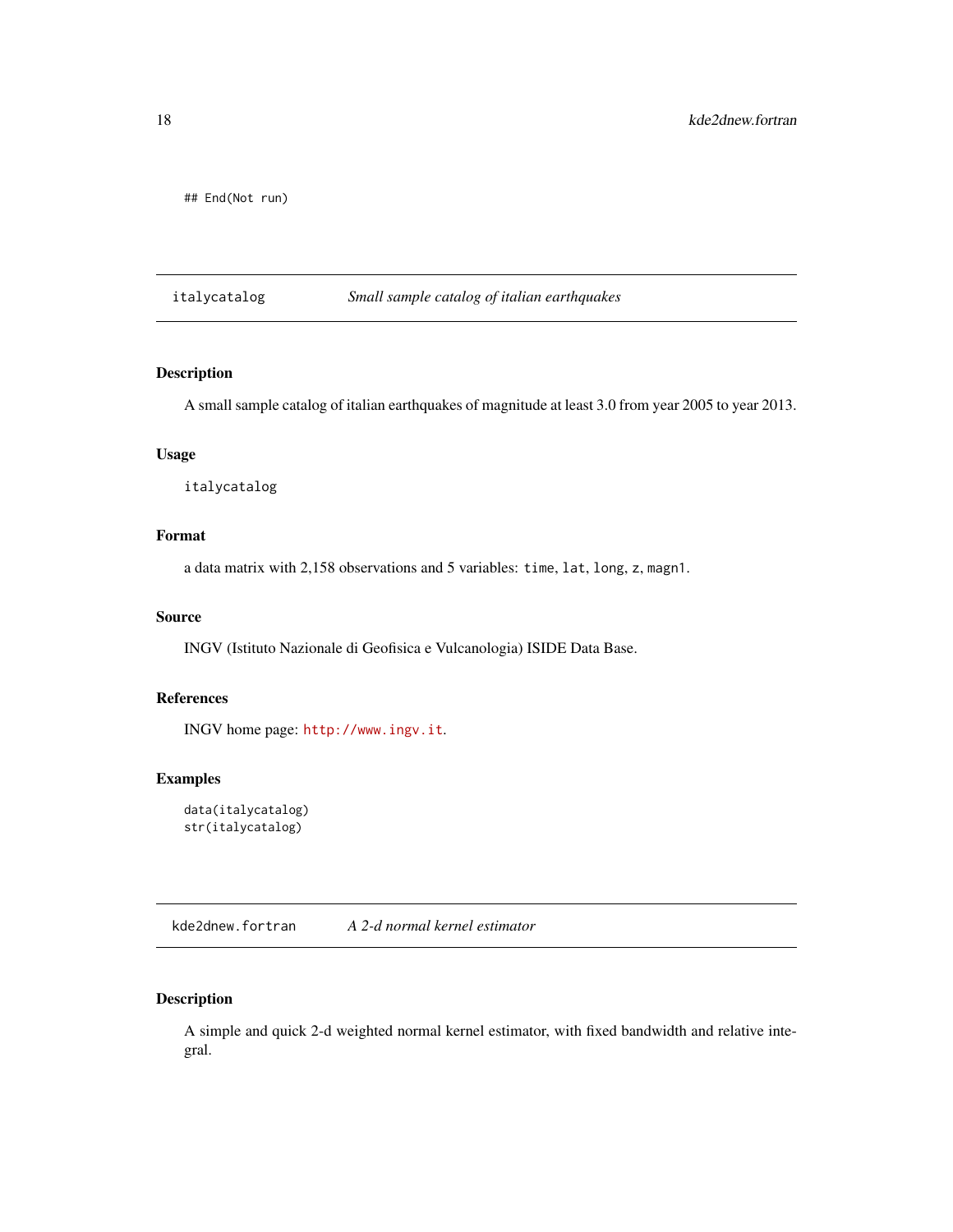```
## End(Not run)
```

## italycatalog *Small sample catalog of italian earthquakes*

### Description

A small sample catalog of italian earthquakes of magnitude at least 3.0 from year 2005 to year 2013.

### Usage

```
italycatalog
```

### Format

a data matrix with 2,158 observations and 5 variables: `time`, `lat`, `long`, `z`, `magn1`.

### Source

INGV (Istituto Nazionale di Geofisica e Vulcanologia) ISIDE Data Base.

### References

INGV home page: http://www.ingv.it.

### Examples

```
data(italycatalog)
str(italycatalog)
```

## kde2dnew.fortran *A 2-d normal kernel estimator*

### Description

A simple and quick 2-d weighted normal kernel estimator, with fixed bandwidth and relative integral.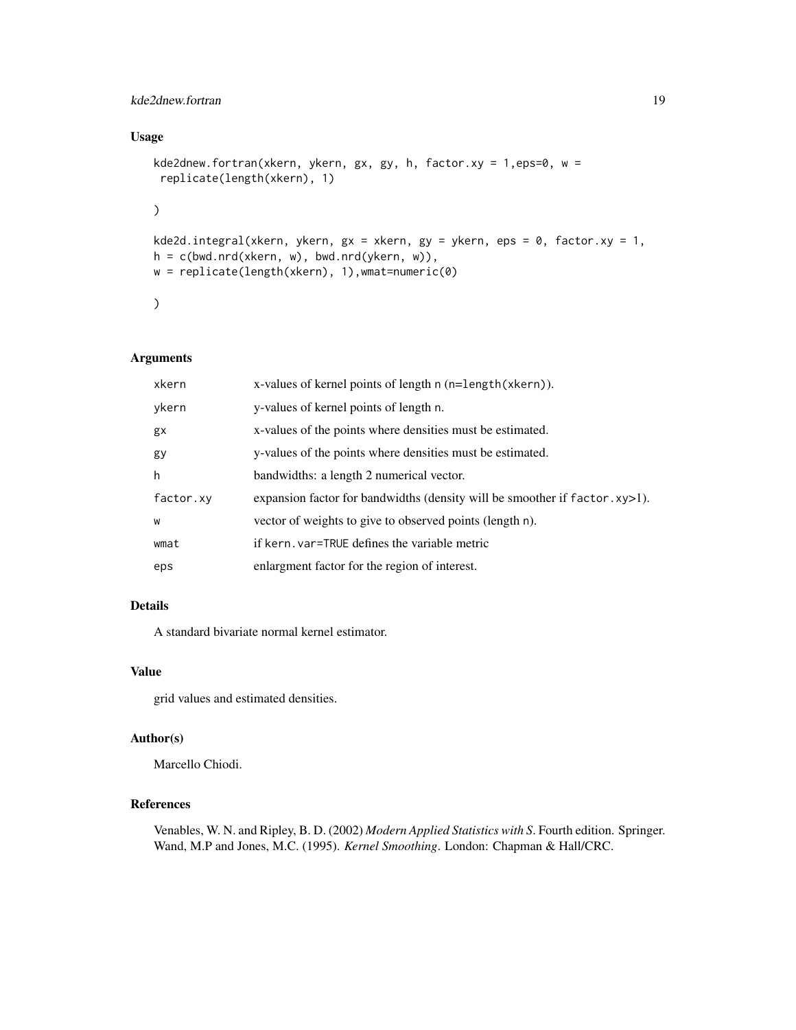## Usage

```
kde2dnew.fortran(xkern, ykern, gx, gy, h, factor.xy = 1,eps=0, w =
 replicate(length(xkern), 1)

)

kde2d.integral(xkern, ykern, gx = xkern, gy = ykern, eps = 0, factor.xy = 1,
h = c(bwd.nrd(xkern, w), bwd.nrd(ykern, w)),
w = replicate(length(xkern), 1),wmat=numeric(0)

)
```

## Arguments

| | |
|---|---|
| xkern | x-values of kernel points of length n (n=length(xkern)). |
| ykern | y-values of kernel points of length n. |
| gx | x-values of the points where densities must be estimated. |
| gy | y-values of the points where densities must be estimated. |
| h | bandwidths: a length 2 numerical vector. |
| factor.xy | expansion factor for bandwidths (density will be smoother if factor.xy>1). |
| w | vector of weights to give to observed points (length n). |
| wmat | if kern.var=TRUE defines the variable metric |
| eps | enlargment factor for the region of interest. |

## Details

A standard bivariate normal kernel estimator.

## Value

grid values and estimated densities.

## Author(s)

Marcello Chiodi.

## References

Venables, W. N. and Ripley, B. D. (2002) *Modern Applied Statistics with S*. Fourth edition. Springer.
Wand, M.P and Jones, M.C. (1995). *Kernel Smoothing*. London: Chapman & Hall/CRC.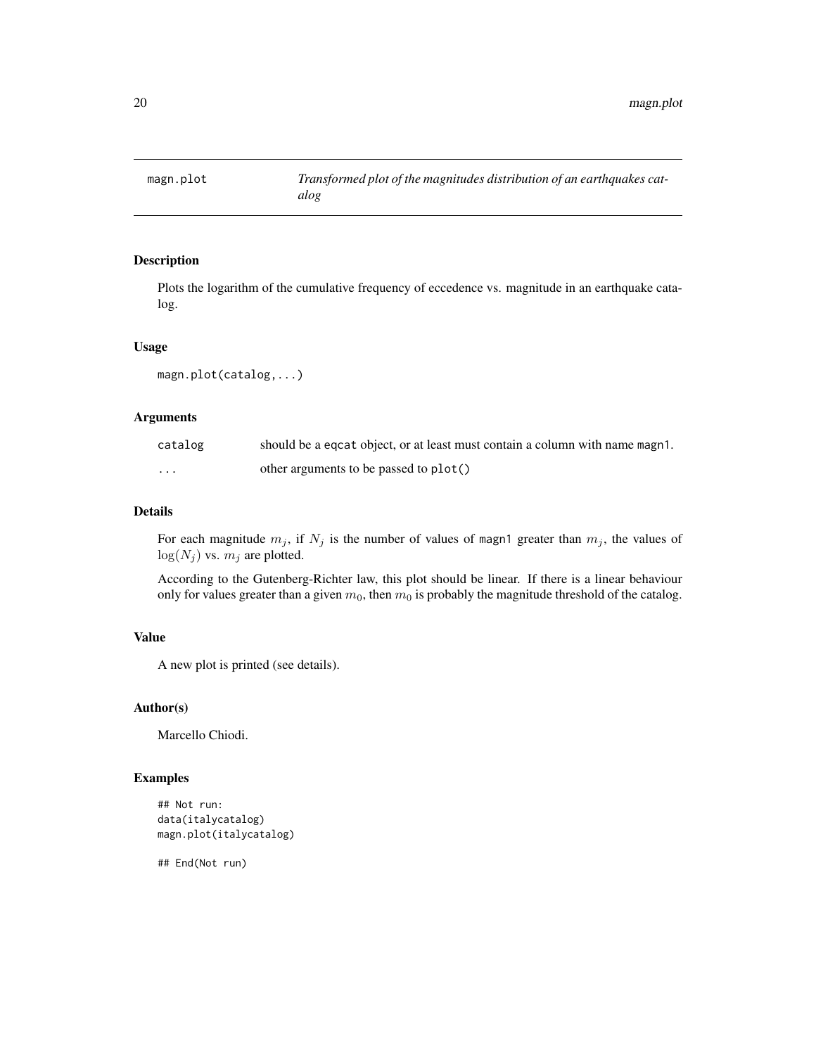magn.plot — *Transformed plot of the magnitudes distribution of an earthquakes catalog*

## Description

Plots the logarithm of the cumulative frequency of eccedence vs. magnitude in an earthquake catalog.

## Usage

```
magn.plot(catalog,...)
```

## Arguments

| | |
|---|---|
| catalog | should be a eqcat object, or at least must contain a column with name magn1. |
| ... | other arguments to be passed to plot() |

## Details

For each magnitude $m_j$, if $N_j$ is the number of values of magn1 greater than $m_j$, the values of $\log(N_j)$ vs. $m_j$ are plotted.

According to the Gutenberg-Richter law, this plot should be linear. If there is a linear behaviour only for values greater than a given $m_0$, then $m_0$ is probably the magnitude threshold of the catalog.

## Value

A new plot is printed (see details).

## Author(s)

Marcello Chiodi.

## Examples

```
## Not run:
data(italycatalog)
magn.plot(italycatalog)

## End(Not run)
```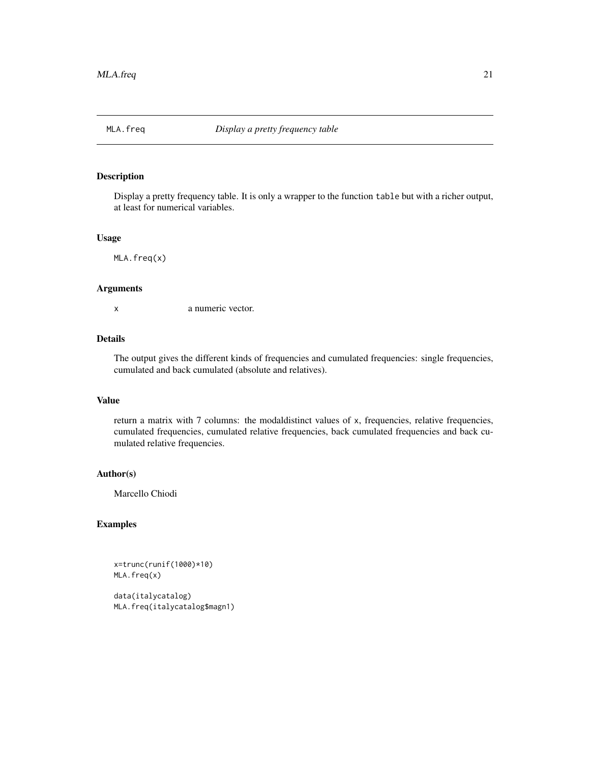## MLA.freq *Display a pretty frequency table*

### Description

Display a pretty frequency table. It is only a wrapper to the function `table` but with a richer output, at least for numerical variables.

### Usage

```
MLA.freq(x)
```

### Arguments

| | |
|---|---|
| x | a numeric vector. |

### Details

The output gives the different kinds of frequencies and cumulated frequencies: single frequencies, cumulated and back cumulated (absolute and relatives).

### Value

return a matrix with 7 columns: the modaldistinct values of `x`, frequencies, relative frequencies, cumulated frequencies, cumulated relative frequencies, back cumulated frequencies and back cumulated relative frequencies.

### Author(s)

Marcello Chiodi

### Examples

```
x=trunc(runif(1000)*10)
MLA.freq(x)

data(italycatalog)
MLA.freq(italycatalog$magn1)
```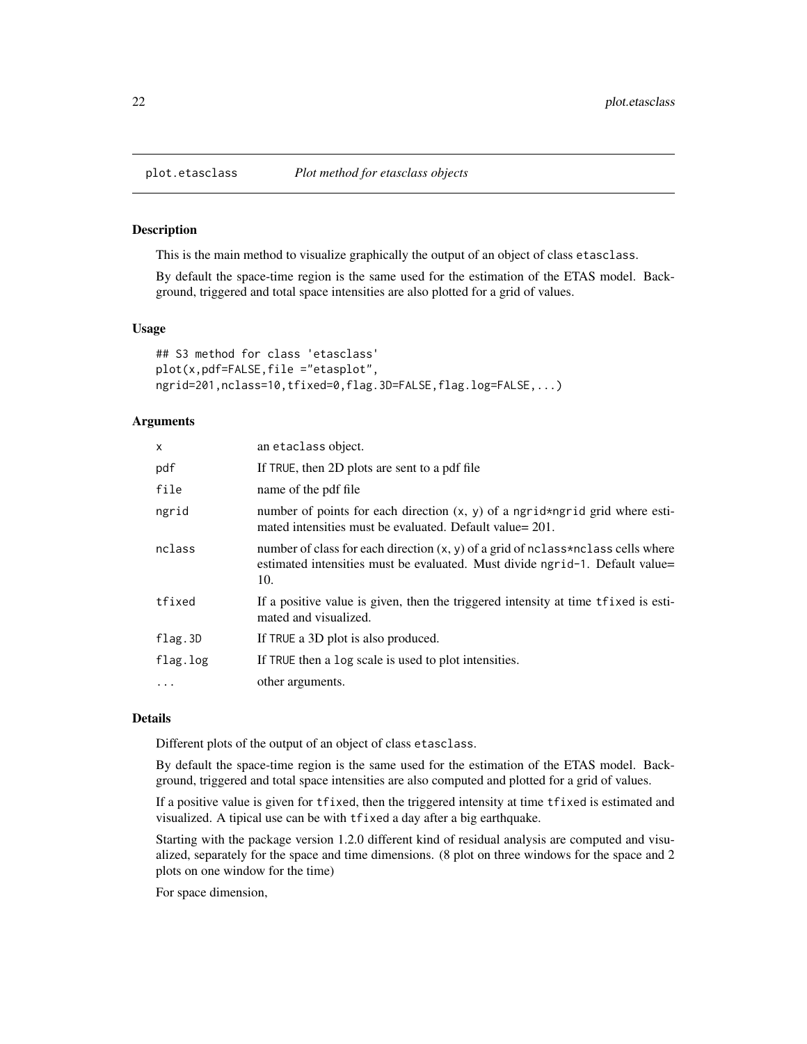# plot.etasclass *Plot method for etasclass objects*

## Description

This is the main method to visualize graphically the output of an object of class `etasclass`.

By default the space-time region is the same used for the estimation of the ETAS model. Background, triggered and total space intensities are also plotted for a grid of values.

## Usage

```
## S3 method for class 'etasclass'
plot(x,pdf=FALSE,file ="etasplot",
ngrid=201,nclass=10,tfixed=0,flag.3D=FALSE,flag.log=FALSE,...)
```

## Arguments

| | |
|---|---|
| `x` | an `etaclass` object. |
| `pdf` | If `TRUE`, then 2D plots are sent to a pdf file |
| `file` | name of the pdf file |
| `ngrid` | number of points for each direction (x, y) of a `ngrid*ngrid` grid where estimated intensities must be evaluated. Default value= 201. |
| `nclass` | number of class for each direction (x, y) of a grid of `nclass*nclass` cells where estimated intensities must be evaluated. Must divide `ngrid-1`. Default value= 10. |
| `tfixed` | If a positive value is given, then the triggered intensity at time `tfixed` is estimated and visualized. |
| `flag.3D` | If `TRUE` a 3D plot is also produced. |
| `flag.log` | If `TRUE` then a `log` scale is used to plot intensities. |
| `...` | other arguments. |

## Details

Different plots of the output of an object of class `etasclass`.

By default the space-time region is the same used for the estimation of the ETAS model. Background, triggered and total space intensities are also computed and plotted for a grid of values.

If a positive value is given for `tfixed`, then the triggered intensity at time `tfixed` is estimated and visualized. A tipical use can be with `tfixed` a day after a big earthquake.

Starting with the package version 1.2.0 different kind of residual analysis are computed and visualized, separately for the space and time dimensions. (8 plot on three windows for the space and 2 plots on one window for the time)

For space dimension,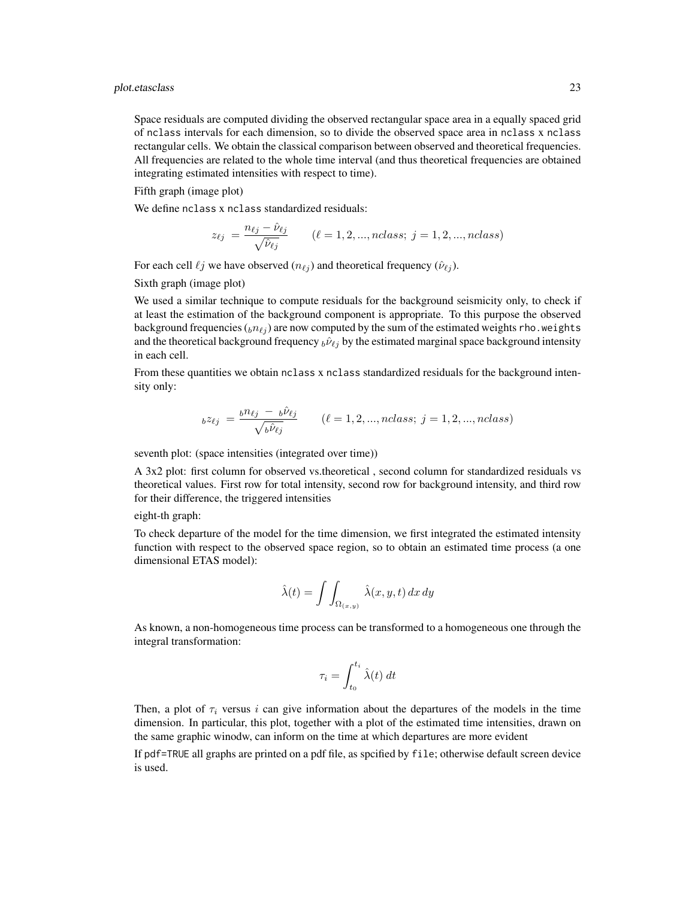Space residuals are computed dividing the observed rectangular space area in a equally spaced grid of `nclass` intervals for each dimension, so to divide the observed space area in `nclass` x `nclass` rectangular cells. We obtain the classical comparison between observed and theoretical frequencies. All frequencies are related to the whole time interval (and thus theoretical frequencies are obtained integrating estimated intensities with respect to time).

Fifth graph (image plot)

We define `nclass` x `nclass` standardized residuals:

$$z_{\ell j} = \frac{n_{\ell j} - \hat{\nu}_{\ell j}}{\sqrt{\hat{\nu}_{\ell j}}} \qquad (\ell = 1, 2, ..., nclass;\ j = 1, 2, ..., nclass)$$

For each cell $\ell j$ we have observed ($n_{\ell j}$) and theoretical frequency ($\hat{\nu}_{\ell j}$).

Sixth graph (image plot)

We used a similar technique to compute residuals for the background seismicity only, to check if at least the estimation of the background component is appropriate. To this purpose the observed background frequencies (${}_b n_{\ell j}$) are now computed by the sum of the estimated weights `rho.weights` and the theoretical background frequency ${}_b\hat{\nu}_{\ell j}$ by the estimated marginal space background intensity in each cell.

From these quantities we obtain `nclass` x `nclass` standardized residuals for the background intensity only:

$${}_b z_{\ell j} = \frac{{}_b n_{\ell j} - {}_b\hat{\nu}_{\ell j}}{\sqrt{{}_b\hat{\nu}_{\ell j}}} \qquad (\ell = 1, 2, ..., nclass;\ j = 1, 2, ..., nclass)$$

seventh plot: (space intensities (integrated over time))

A 3x2 plot: first column for observed vs.theoretical , second column for standardized residuals vs theoretical values. First row for total intensity, second row for background intensity, and third row for their difference, the triggered intensities

eight-th graph:

To check departure of the model for the time dimension, we first integrated the estimated intensity function with respect to the observed space region, so to obtain an estimated time process (a one dimensional ETAS model):

$$\hat{\lambda}(t) = \int\int_{\Omega_{(x,y)}} \hat{\lambda}(x, y, t)\, dx\, dy$$

As known, a non-homogeneous time process can be transformed to a homogeneous one through the integral transformation:

$$\tau_i = \int_{t_0}^{t_i} \hat{\lambda}(t)\, dt$$

Then, a plot of $\tau_i$ versus $i$ can give information about the departures of the models in the time dimension. In particular, this plot, together with a plot of the estimated time intensities, drawn on the same graphic winodw, can inform on the time at which departures are more evident

If `pdf=TRUE` all graphs are printed on a pdf file, as spcified by `file`; otherwise default screen device is used.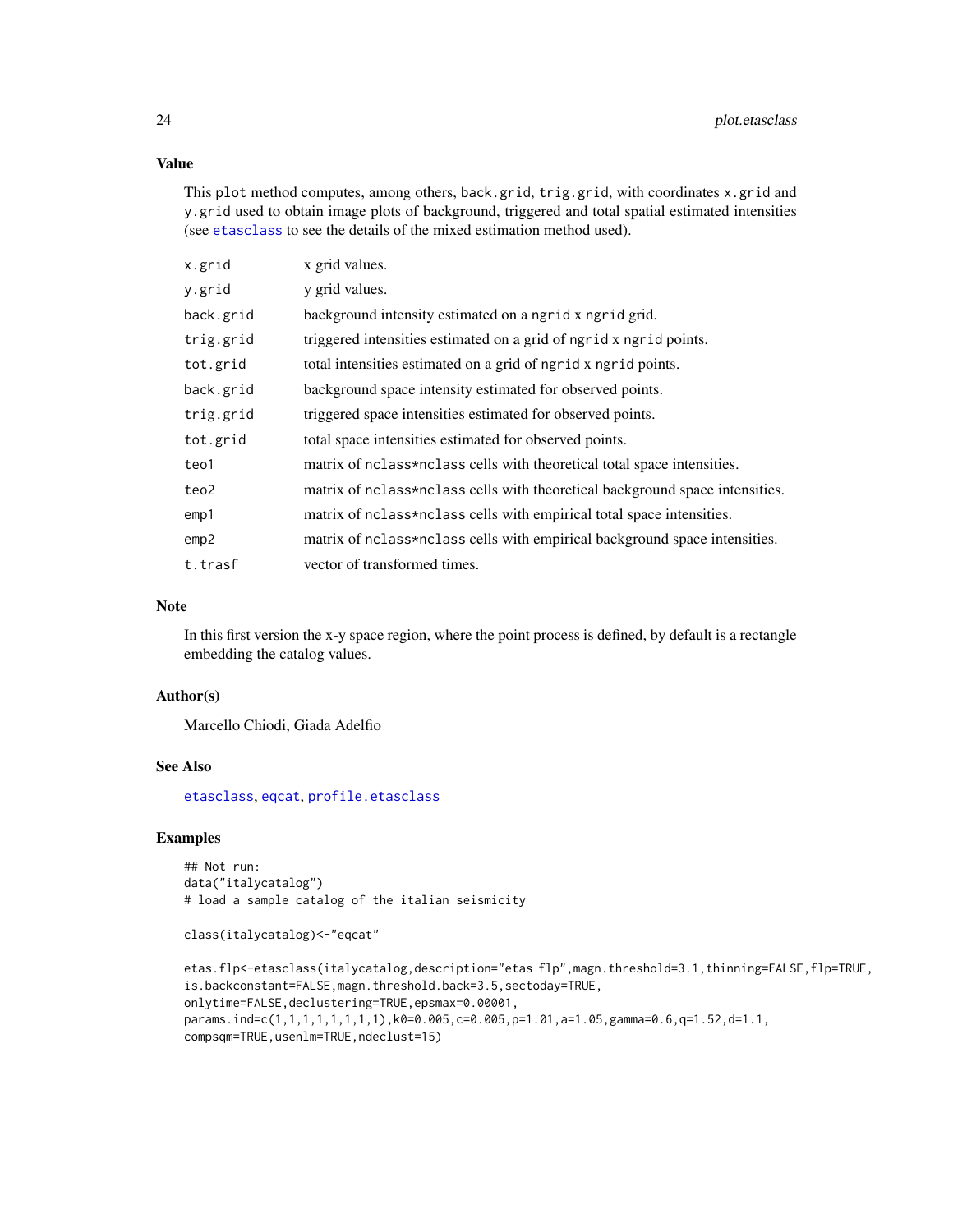## Value

This plot method computes, among others, back.grid, trig.grid, with coordinates x.grid and y.grid used to obtain image plots of background, triggered and total spatial estimated intensities (see etasclass to see the details of the mixed estimation method used).

| | |
|---|---|
| x.grid | x grid values. |
| y.grid | y grid values. |
| back.grid | background intensity estimated on a ngrid x ngrid grid. |
| trig.grid | triggered intensities estimated on a grid of ngrid x ngrid points. |
| tot.grid | total intensities estimated on a grid of ngrid x ngrid points. |
| back.grid | background space intensity estimated for observed points. |
| trig.grid | triggered space intensities estimated for observed points. |
| tot.grid | total space intensities estimated for observed points. |
| teo1 | matrix of nclass*nclass cells with theoretical total space intensities. |
| teo2 | matrix of nclass*nclass cells with theoretical background space intensities. |
| emp1 | matrix of nclass*nclass cells with empirical total space intensities. |
| emp2 | matrix of nclass*nclass cells with empirical background space intensities. |
| t.trasf | vector of transformed times. |

## Note

In this first version the x-y space region, where the point process is defined, by default is a rectangle embedding the catalog values.

## Author(s)

Marcello Chiodi, Giada Adelfio

## See Also

etasclass, eqcat, profile.etasclass

## Examples

```
## Not run:
data("italycatalog")
# load a sample catalog of the italian seismicity

class(italycatalog)<-"eqcat"

etas.flp<-etasclass(italycatalog,description="etas flp",magn.threshold=3.1,thinning=FALSE,flp=TRUE,
is.backconstant=FALSE,magn.threshold.back=3.5,sectoday=TRUE,
onlytime=FALSE,declustering=TRUE,epsmax=0.00001,
params.ind=c(1,1,1,1,1,1,1,1),k0=0.005,c=0.005,p=1.01,a=1.05,gamma=0.6,q=1.52,d=1.1,
compsqm=TRUE,usenlm=TRUE,ndeclust=15)
```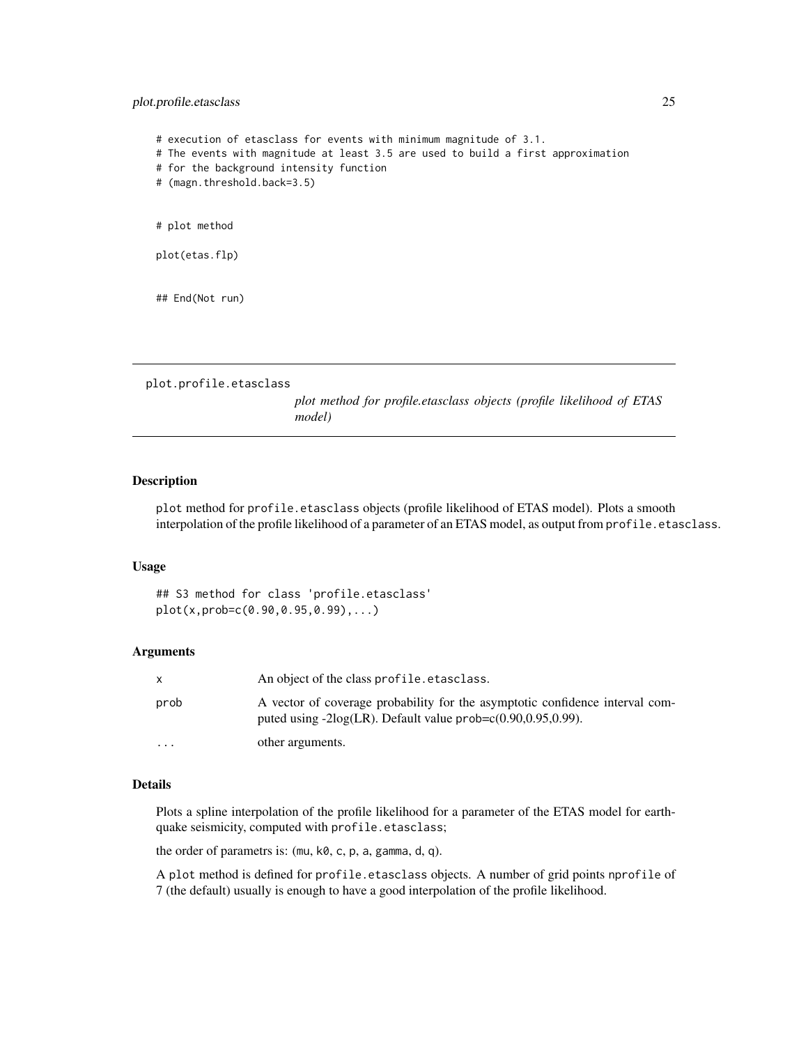```
# execution of etasclass for events with minimum magnitude of 3.1.
# The events with magnitude at least 3.5 are used to build a first approximation
# for the background intensity function
# (magn.threshold.back=3.5)


# plot method

plot(etas.flp)


## End(Not run)
```

---

## plot.profile.etasclass

*plot method for profile.etasclass objects (profile likelihood of ETAS model)*

---

### Description

plot method for profile.etasclass objects (profile likelihood of ETAS model). Plots a smooth interpolation of the profile likelihood of a parameter of an ETAS model, as output from profile.etasclass.

### Usage

```
## S3 method for class 'profile.etasclass'
plot(x,prob=c(0.90,0.95,0.99),...)
```

### Arguments

| | |
|---|---|
| x | An object of the class profile.etasclass. |
| prob | A vector of coverage probability for the asymptotic confidence interval computed using -2log(LR). Default value prob=c(0.90,0.95,0.99). |
| ... | other arguments. |

### Details

Plots a spline interpolation of the profile likelihood for a parameter of the ETAS model for earthquake seismicity, computed with profile.etasclass;

the order of parametrs is: (mu, k0, c, p, a, gamma, d, q).

A plot method is defined for profile.etasclass objects. A number of grid points nprofile of 7 (the default) usually is enough to have a good interpolation of the profile likelihood.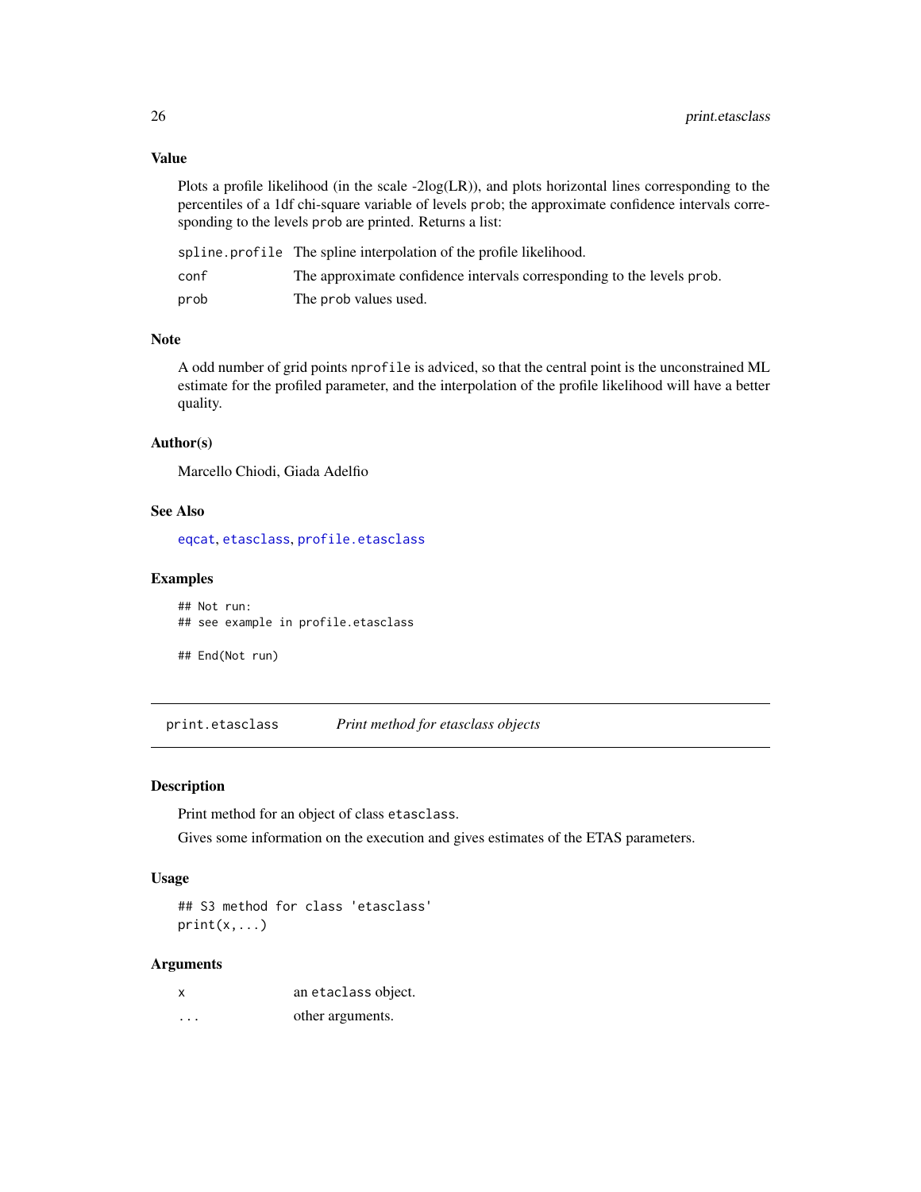### Value

Plots a profile likelihood (in the scale -2log(LR)), and plots horizontal lines corresponding to the percentiles of a 1df chi-square variable of levels `prob`; the approximate confidence intervals corresponding to the levels `prob` are printed. Returns a list:

| | |
|---|---|
| `spline.profile` | The spline interpolation of the profile likelihood. |
| `conf` | The approximate confidence intervals corresponding to the levels `prob`. |
| `prob` | The `prob` values used. |

### Note

A odd number of grid points `nprofile` is adviced, so that the central point is the unconstrained ML estimate for the profiled parameter, and the interpolation of the profile likelihood will have a better quality.

### Author(s)

Marcello Chiodi, Giada Adelfio

### See Also

`eqcat`, `etasclass`, `profile.etasclass`

### Examples

```
## Not run:
## see example in profile.etasclass

## End(Not run)
```

---

## `print.etasclass` *Print method for etasclass objects*

---

### Description

Print method for an object of class `etasclass`.

Gives some information on the execution and gives estimates of the ETAS parameters.

### Usage

```
## S3 method for class 'etasclass'
print(x,...)
```

### Arguments

| | |
|---|---|
| `x` | an `etaclass` object. |
| `...` | other arguments. |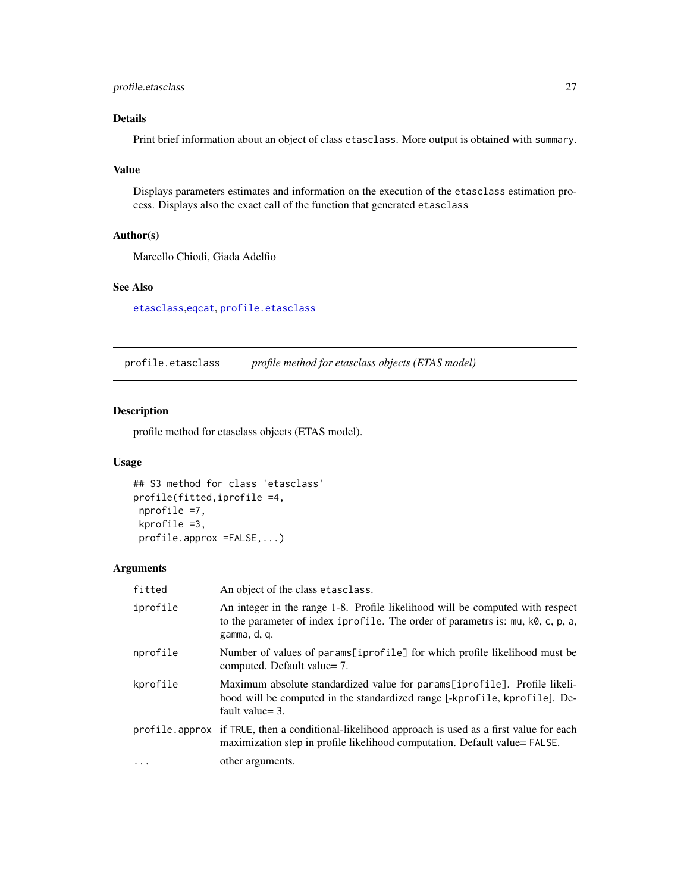### Details

Print brief information about an object of class `etasclass`. More output is obtained with `summary`.

### Value

Displays parameters estimates and information on the execution of the `etasclass` estimation process. Displays also the exact call of the function that generated `etasclass`

### Author(s)

Marcello Chiodi, Giada Adelfio

### See Also

`etasclass`,`eqcat`, `profile.etasclass`

---

## profile.etasclass — *profile method for etasclass objects (ETAS model)*

### Description

profile method for etasclass objects (ETAS model).

### Usage

```
## S3 method for class 'etasclass'
profile(fitted,iprofile =4,
 nprofile =7,
 kprofile =3,
 profile.approx =FALSE,...)
```

### Arguments

| | |
|---|---|
| `fitted` | An object of the class `etasclass`. |
| `iprofile` | An integer in the range 1-8. Profile likelihood will be computed with respect to the parameter of index `iprofile`. The order of parametrs is: `mu`, `k0`, `c`, `p`, `a`, `gamma`, `d`, `q`. |
| `nprofile` | Number of values of `params[iprofile]` for which profile likelihood must be computed. Default value= 7. |
| `kprofile` | Maximum absolute standardized value for `params[iprofile]`. Profile likelihood will be computed in the standardized range [-`kprofile`, `kprofile`]. Default value= 3. |
| `profile.approx` | if `TRUE`, then a conditional-likelihood approach is used as a first value for each maximization step in profile likelihood computation. Default value= `FALSE`. |
| `...` | other arguments. |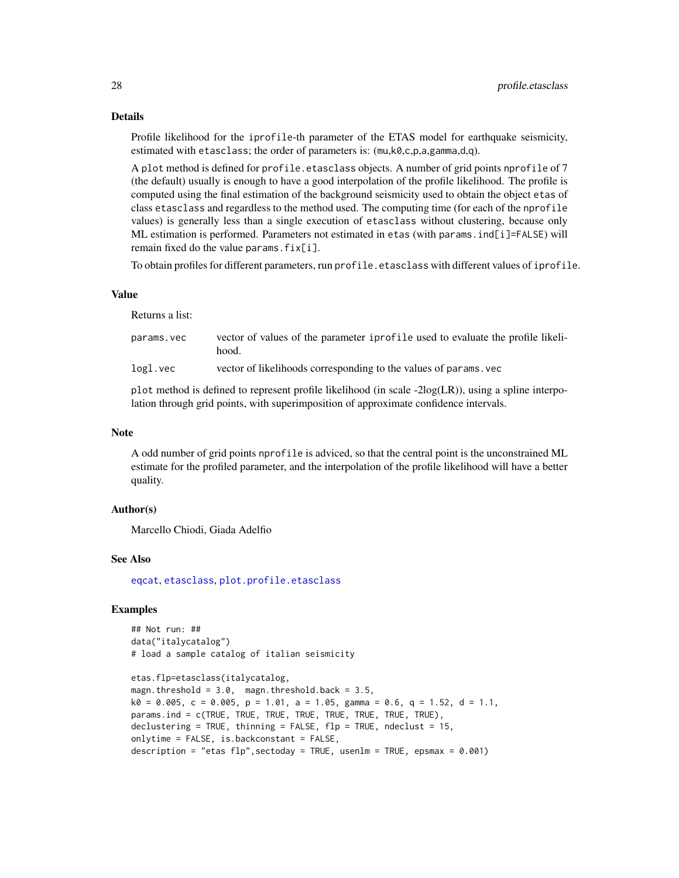## Details

Profile likelihood for the `iprofile`-th parameter of the ETAS model for earthquake seismicity, estimated with `etasclass`; the order of parameters is: (`mu,k0,c,p,a,gamma,d,q`).

A `plot` method is defined for `profile.etasclass` objects. A number of grid points `nprofile` of 7 (the default) usually is enough to have a good interpolation of the profile likelihood. The profile is computed using the final estimation of the background seismicity used to obtain the object `etas` of class `etasclass` and regardless to the method used. The computing time (for each of the `nprofile` values) is generally less than a single execution of `etasclass` without clustering, because only ML estimation is performed. Parameters not estimated in `etas` (with `params.ind[i]=FALSE`) will remain fixed do the value `params.fix[i]`.

To obtain profiles for different parameters, run `profile.etasclass` with different values of `iprofile`.

## Value

Returns a list:

- `params.vec` vector of values of the parameter `iprofile` used to evaluate the profile likelihood.
- `logl.vec` vector of likelihoods corresponding to the values of `params.vec`

`plot` method is defined to represent profile likelihood (in scale -2log(LR)), using a spline interpolation through grid points, with superimposition of approximate confidence intervals.

## Note

A odd number of grid points `nprofile` is adviced, so that the central point is the unconstrained ML estimate for the profiled parameter, and the interpolation of the profile likelihood will have a better quality.

## Author(s)

Marcello Chiodi, Giada Adelfio

## See Also

`eqcat`, `etasclass`, `plot.profile.etasclass`

## Examples

```
## Not run: ##
data("italycatalog")
# load a sample catalog of italian seismicity

etas.flp=etasclass(italycatalog,
magn.threshold = 3.0,  magn.threshold.back = 3.5,
k0 = 0.005, c = 0.005, p = 1.01, a = 1.05, gamma = 0.6, q = 1.52, d = 1.1,
params.ind = c(TRUE, TRUE, TRUE, TRUE, TRUE, TRUE, TRUE, TRUE),
declustering = TRUE, thinning = FALSE, flp = TRUE, ndeclust = 15,
onlytime = FALSE, is.backconstant = FALSE,
description = "etas flp",sectoday = TRUE, usenlm = TRUE, epsmax = 0.001)
```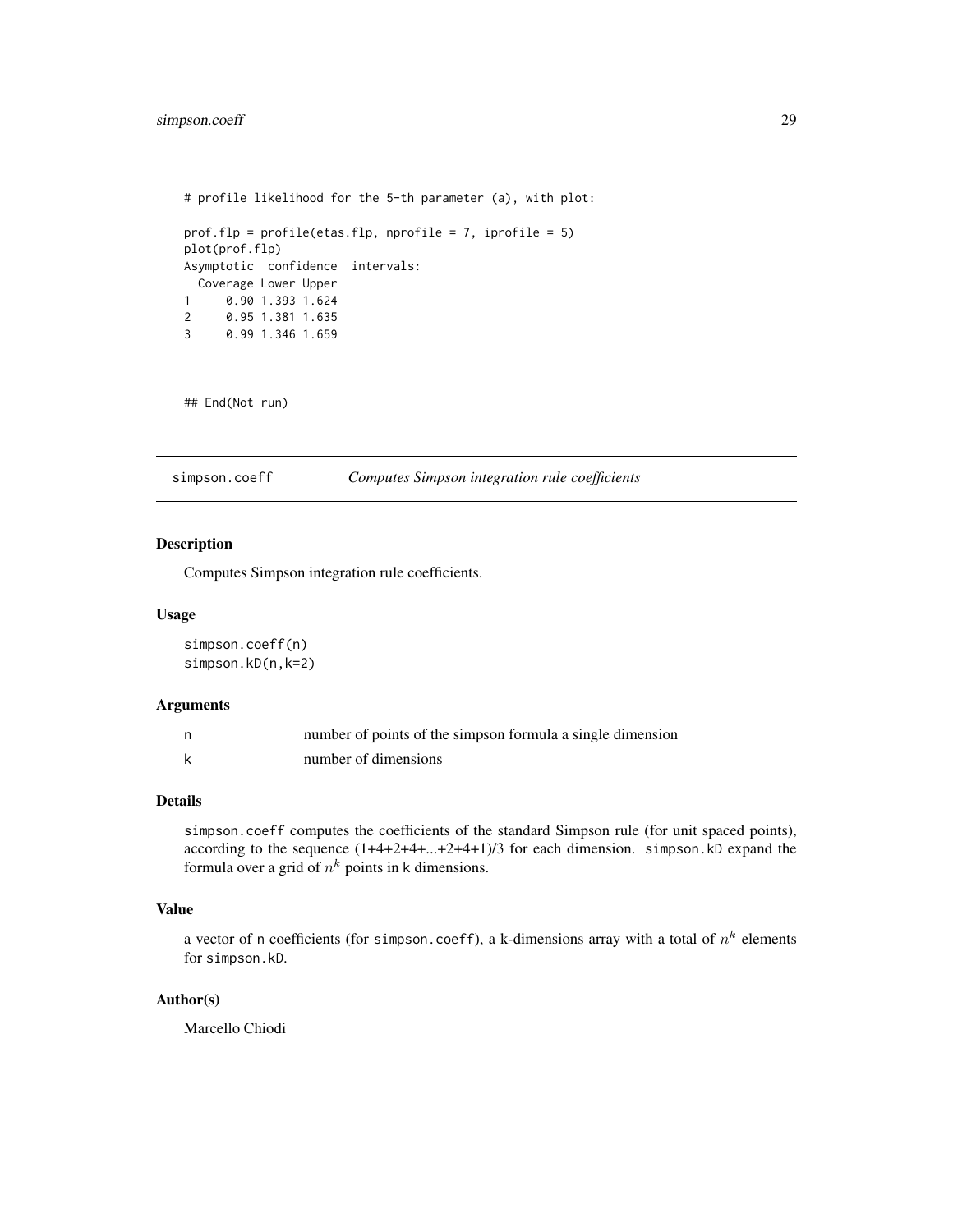```
# profile likelihood for the 5-th parameter (a), with plot:

prof.flp = profile(etas.flp, nprofile = 7, iprofile = 5)
plot(prof.flp)
Asymptotic  confidence  intervals:
  Coverage Lower Upper
1     0.90 1.393 1.624
2     0.95 1.381 1.635
3     0.99 1.346 1.659


## End(Not run)
```

## simpson.coeff — *Computes Simpson integration rule coefficients*

### Description

Computes Simpson integration rule coefficients.

### Usage

```
simpson.coeff(n)
simpson.kD(n,k=2)
```

### Arguments

| | |
|---|---|
| n | number of points of the simpson formula a single dimension |
| k | number of dimensions |

### Details

`simpson.coeff` computes the coefficients of the standard Simpson rule (for unit spaced points), according to the sequence (1+4+2+4+...+2+4+1)/3 for each dimension. `simpson.kD` expand the formula over a grid of $n^k$ points in k dimensions.

### Value

a vector of n coefficients (for `simpson.coeff`), a k-dimensions array with a total of $n^k$ elements for `simpson.kD`.

### Author(s)

Marcello Chiodi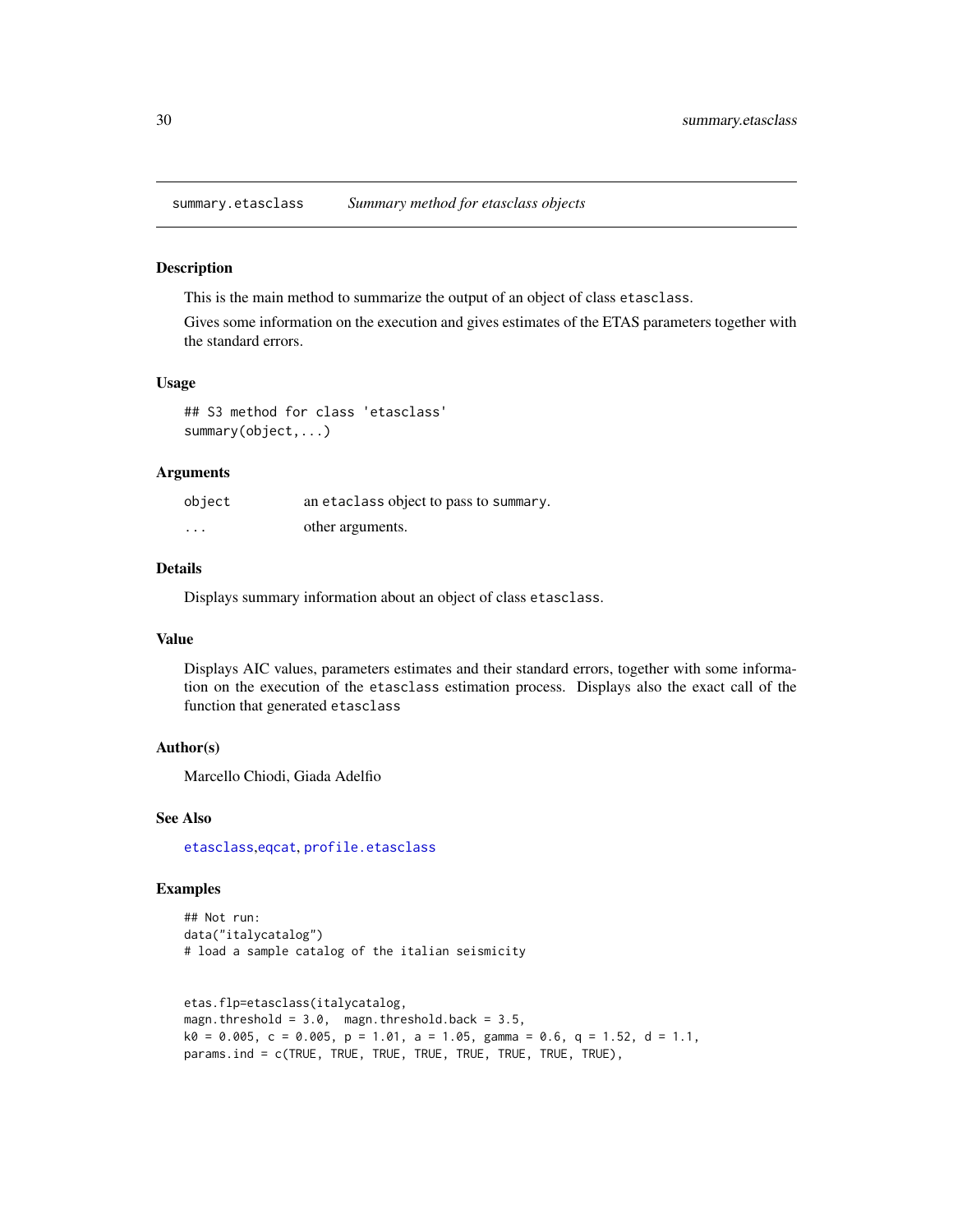# summary.etasclass — *Summary method for etasclass objects*

## Description

This is the main method to summarize the output of an object of class `etasclass`.

Gives some information on the execution and gives estimates of the ETAS parameters together with the standard errors.

## Usage

```
## S3 method for class 'etasclass'
summary(object,...)
```

## Arguments

| | |
|---|---|
| `object` | an `etaclass` object to pass to `summary`. |
| `...` | other arguments. |

## Details

Displays summary information about an object of class `etasclass`.

## Value

Displays AIC values, parameters estimates and their standard errors, together with some information on the execution of the `etasclass` estimation process. Displays also the exact call of the function that generated `etasclass`

## Author(s)

Marcello Chiodi, Giada Adelfio

## See Also

`etasclass`,`eqcat`, `profile.etasclass`

## Examples

```
## Not run:
data("italycatalog")
# load a sample catalog of the italian seismicity


etas.flp=etasclass(italycatalog,
magn.threshold = 3.0,  magn.threshold.back = 3.5,
k0 = 0.005, c = 0.005, p = 1.01, a = 1.05, gamma = 0.6, q = 1.52, d = 1.1,
params.ind = c(TRUE, TRUE, TRUE, TRUE, TRUE, TRUE, TRUE, TRUE),
```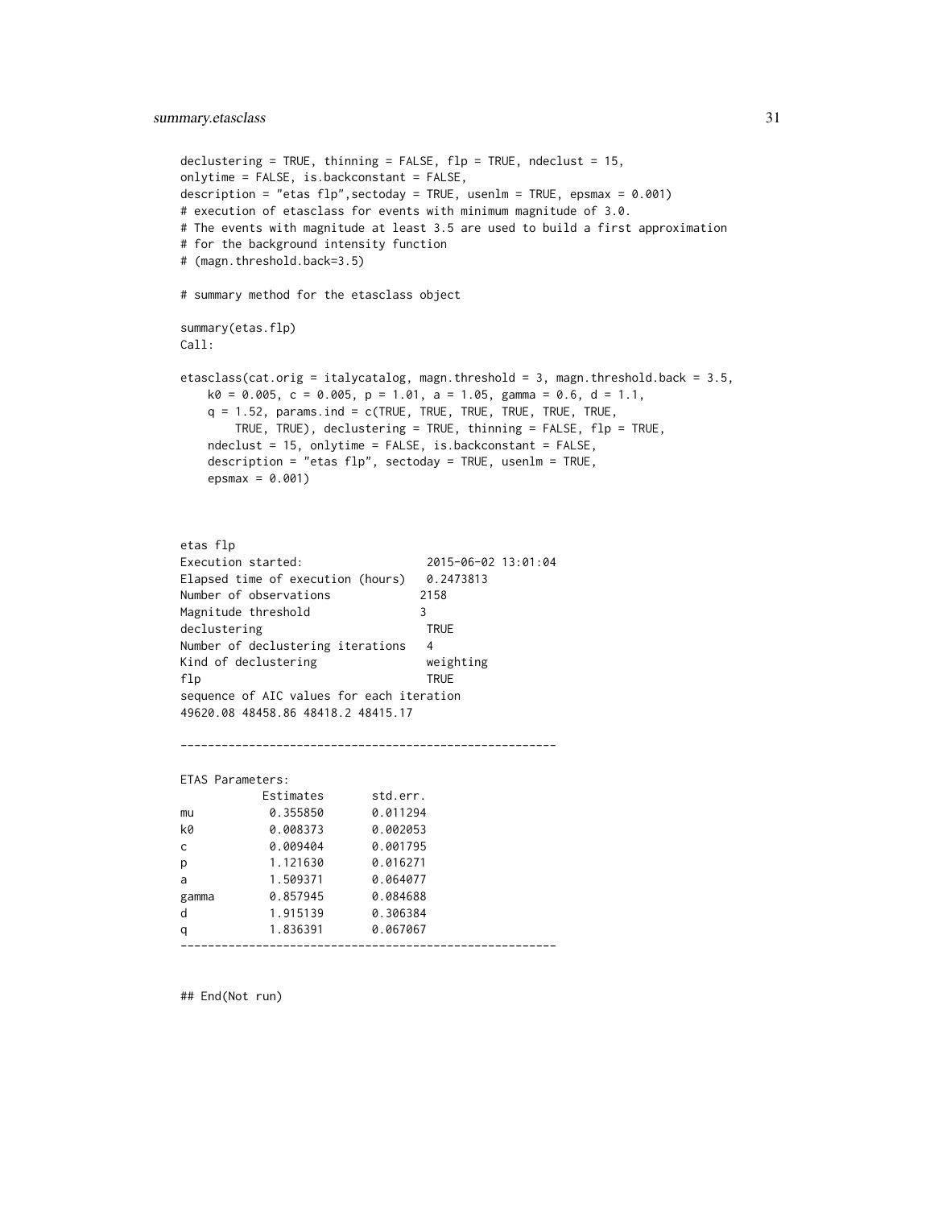```
declustering = TRUE, thinning = FALSE, flp = TRUE, ndeclust = 15,
onlytime = FALSE, is.backconstant = FALSE,
description = "etas flp",sectoday = TRUE, usenlm = TRUE, epsmax = 0.001)
# execution of etasclass for events with minimum magnitude of 3.0.
# The events with magnitude at least 3.5 are used to build a first approximation
# for the background intensity function
# (magn.threshold.back=3.5)

# summary method for the etasclass object

summary(etas.flp)
Call:

etasclass(cat.orig = italycatalog, magn.threshold = 3, magn.threshold.back = 3.5,
    k0 = 0.005, c = 0.005, p = 1.01, a = 1.05, gamma = 0.6, d = 1.1,
    q = 1.52, params.ind = c(TRUE, TRUE, TRUE, TRUE, TRUE, TRUE,
        TRUE, TRUE), declustering = TRUE, thinning = FALSE, flp = TRUE,
    ndeclust = 15, onlytime = FALSE, is.backconstant = FALSE,
    description = "etas flp", sectoday = TRUE, usenlm = TRUE,
    epsmax = 0.001)



etas flp
Execution started:                  2015-06-02 13:01:04
Elapsed time of execution (hours)   0.2473813
Number of observations             2158
Magnitude threshold                3
declustering                        TRUE
Number of declustering iterations   4
Kind of declustering                weighting
flp                                 TRUE
sequence of AIC values for each iteration
49620.08 48458.86 48418.2 48415.17

-------------------------------------------------------

ETAS Parameters:
            Estimates       std.err.
mu           0.355850       0.011294
k0           0.008373       0.002053
c            0.009404       0.001795
p            1.121630       0.016271
a            1.509371       0.064077
gamma        0.857945       0.084688
d            1.915139       0.306384
q            1.836391       0.067067
-------------------------------------------------------


## End(Not run)
```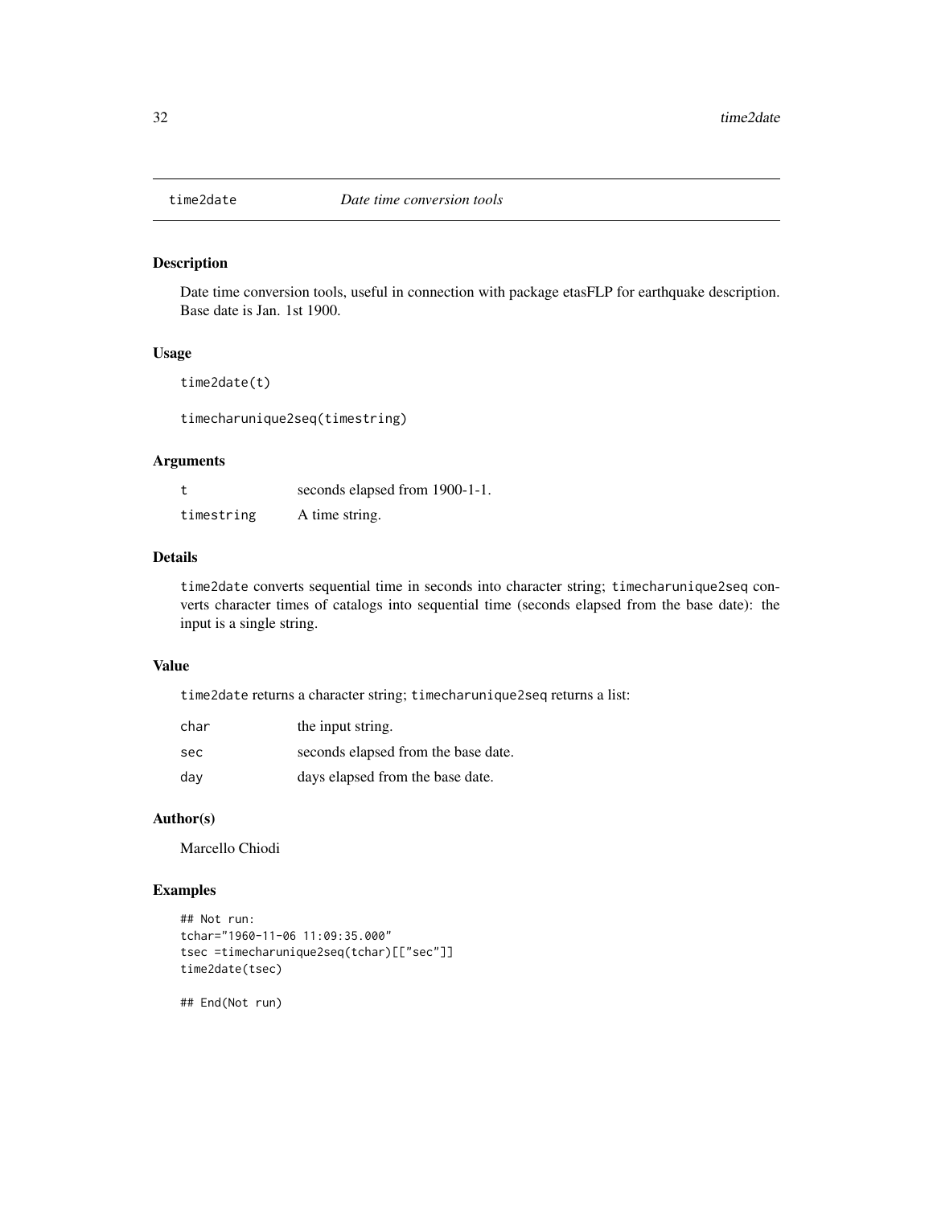time2date *Date time conversion tools*

## Description

Date time conversion tools, useful in connection with package etasFLP for earthquake description. Base date is Jan. 1st 1900.

## Usage

```
time2date(t)

timecharunique2seq(timestring)
```

## Arguments

| | |
|---|---|
| t | seconds elapsed from 1900-1-1. |
| timestring | A time string. |

## Details

time2date converts sequential time in seconds into character string; timecharunique2seq converts character times of catalogs into sequential time (seconds elapsed from the base date): the input is a single string.

## Value

time2date returns a character string; timecharunique2seq returns a list:

| | |
|---|---|
| char | the input string. |
| sec | seconds elapsed from the base date. |
| day | days elapsed from the base date. |

## Author(s)

Marcello Chiodi

## Examples

```
## Not run:
tchar="1960-11-06 11:09:35.000"
tsec =timecharunique2seq(tchar)[["sec"]]
time2date(tsec)

## End(Not run)
```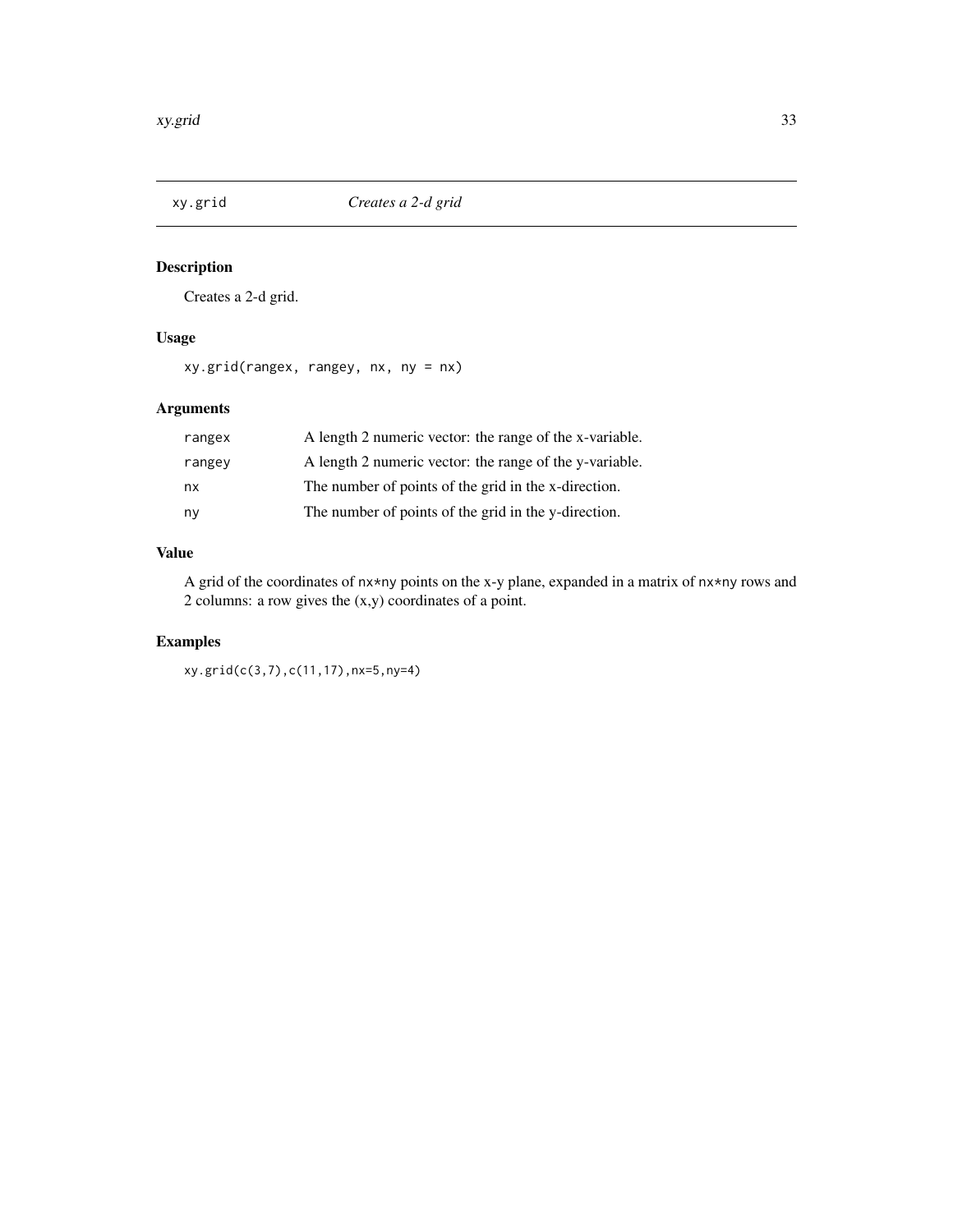# xy.grid — *Creates a 2-d grid*

## Description

Creates a 2-d grid.

## Usage

```
xy.grid(rangex, rangey, nx, ny = nx)
```

## Arguments

| | |
|---|---|
| `rangex` | A length 2 numeric vector: the range of the x-variable. |
| `rangey` | A length 2 numeric vector: the range of the y-variable. |
| `nx` | The number of points of the grid in the x-direction. |
| `ny` | The number of points of the grid in the y-direction. |

## Value

A grid of the coordinates of `nx*ny` points on the x-y plane, expanded in a matrix of `nx*ny` rows and 2 columns: a row gives the (x,y) coordinates of a point.

## Examples

```
xy.grid(c(3,7),c(11,17),nx=5,ny=4)
```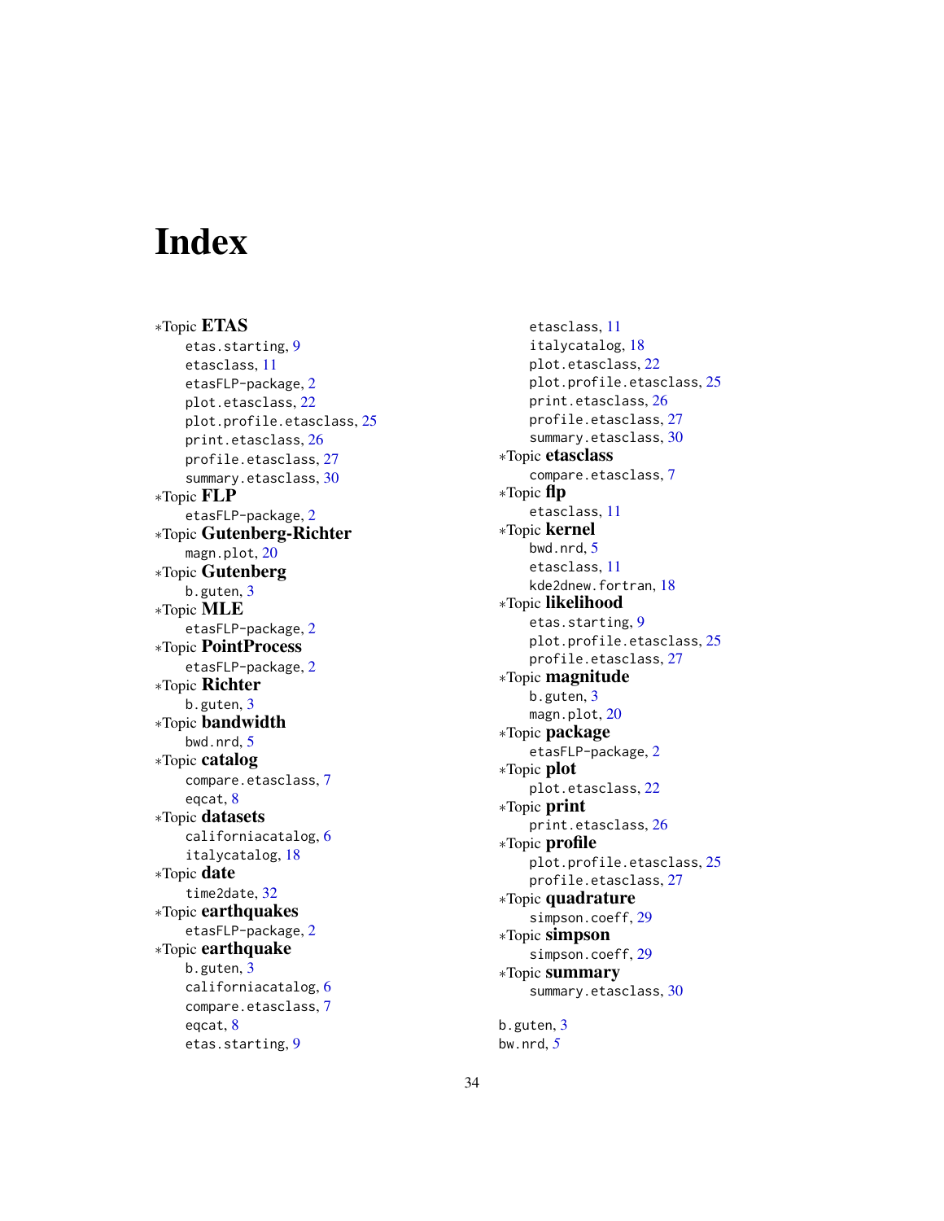# Index

*Topic **ETAS**
- etas.starting, 9
- etasclass, 11
- etasFLP-package, 2
- plot.etasclass, 22
- plot.profile.etasclass, 25
- print.etasclass, 26
- profile.etasclass, 27
- summary.etasclass, 30

*Topic **FLP**
- etasFLP-package, 2

*Topic **Gutenberg-Richter**
- magn.plot, 20

*Topic **Gutenberg**
- b.guten, 3

*Topic **MLE**
- etasFLP-package, 2

*Topic **PointProcess**
- etasFLP-package, 2

*Topic **Richter**
- b.guten, 3

*Topic **bandwidth**
- bwd.nrd, 5

*Topic **catalog**
- compare.etasclass, 7
- eqcat, 8

*Topic **datasets**
- californiacatalog, 6
- italycatalog, 18

*Topic **date**
- time2date, 32

*Topic **earthquakes**
- etasFLP-package, 2

*Topic **earthquake**
- b.guten, 3
- californiacatalog, 6
- compare.etasclass, 7
- eqcat, 8
- etas.starting, 9
- etasclass, 11
- italycatalog, 18
- plot.etasclass, 22
- plot.profile.etasclass, 25
- print.etasclass, 26
- profile.etasclass, 27
- summary.etasclass, 30

*Topic **etasclass**
- compare.etasclass, 7

*Topic **flp**
- etasclass, 11

*Topic **kernel**
- bwd.nrd, 5
- etasclass, 11
- kde2dnew.fortran, 18

*Topic **likelihood**
- etas.starting, 9
- plot.profile.etasclass, 25
- profile.etasclass, 27

*Topic **magnitude**
- b.guten, 3
- magn.plot, 20

*Topic **package**
- etasFLP-package, 2

*Topic **plot**
- plot.etasclass, 22

*Topic **print**
- print.etasclass, 26

*Topic **profile**
- plot.profile.etasclass, 25
- profile.etasclass, 27

*Topic **quadrature**
- simpson.coeff, 29

*Topic **simpson**
- simpson.coeff, 29

*Topic **summary**
- summary.etasclass, 30

b.guten, 3

bw.nrd, *5*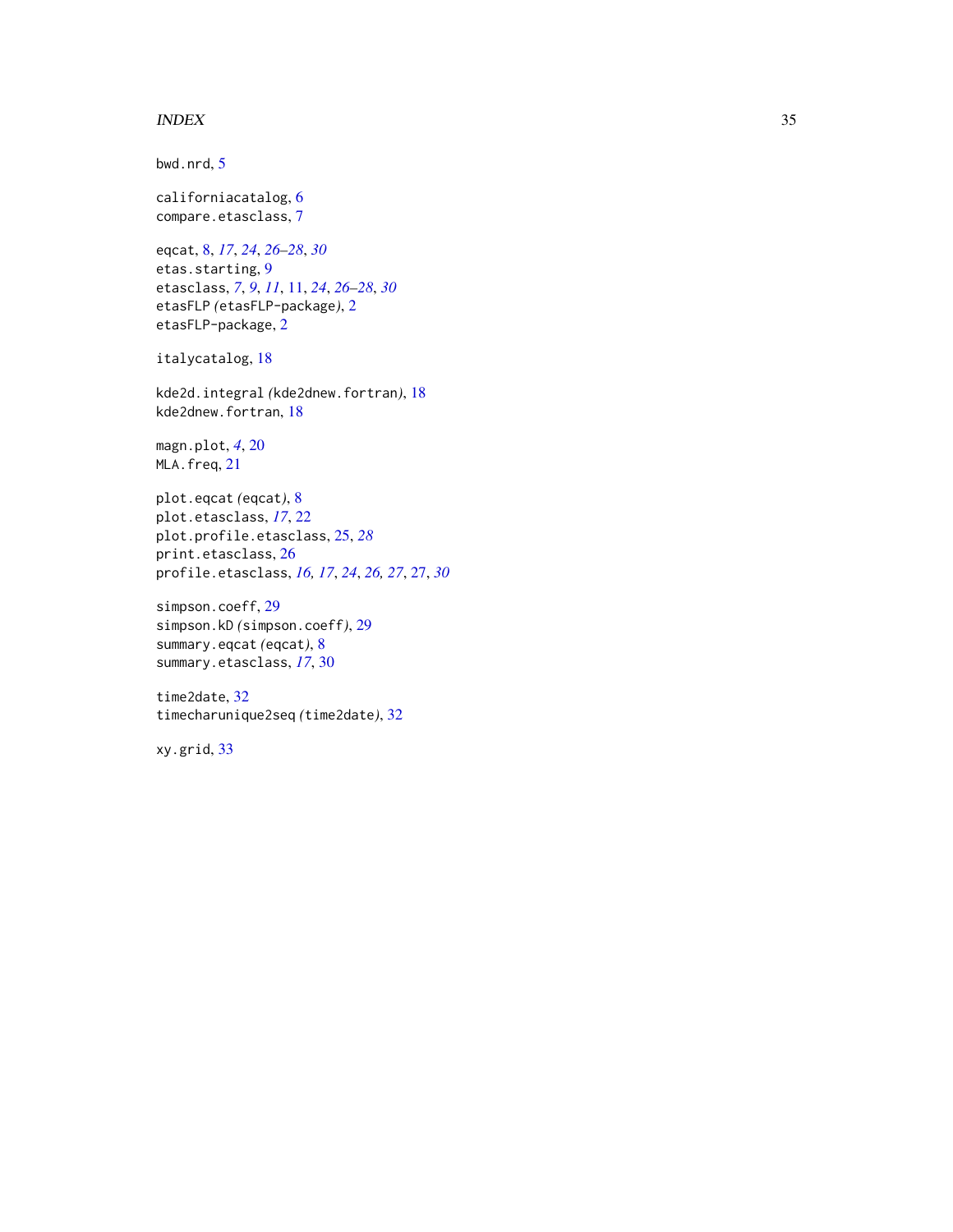bwd.nrd, 5

californiacatalog, 6
compare.etasclass, 7

eqcat, 8, *17*, *24*, *26–28*, *30*
etas.starting, 9
etasclass, *7*, *9*, *11*, 11, *24*, *26–28*, *30*
etasFLP *(*etasFLP-package*)*, 2
etasFLP-package, 2

italycatalog, 18

kde2d.integral *(*kde2dnew.fortran*)*, 18
kde2dnew.fortran, 18

magn.plot, *4*, 20
MLA.freq, 21

plot.eqcat *(*eqcat*)*, 8
plot.etasclass, *17*, 22
plot.profile.etasclass, 25, *28*
print.etasclass, 26
profile.etasclass, *16, 17*, *24*, *26, 27*, 27, *30*

simpson.coeff, 29
simpson.kD *(*simpson.coeff*)*, 29
summary.eqcat *(*eqcat*)*, 8
summary.etasclass, *17*, 30

time2date, 32
timecharunique2seq *(*time2date*)*, 32

xy.grid, 33